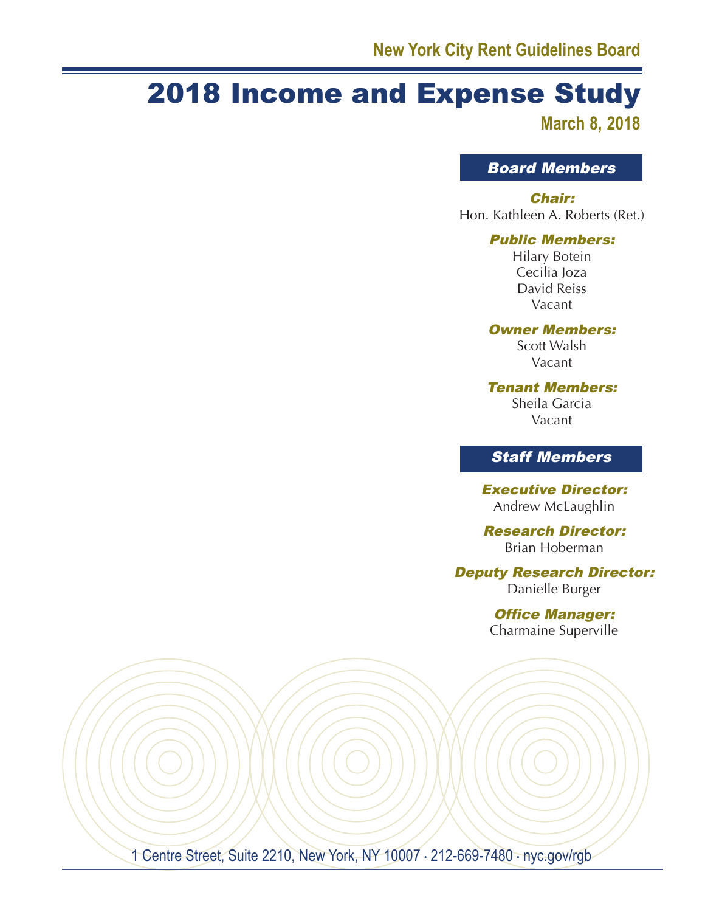New York City Rent Guidelines Board

# 2018 Income and Expense Study

**March 8, 2018**

## Board Members

***Chair:***
Hon. Kathleen A. Roberts (Ret.)

***Public Members:***
Hilary Botein
Cecilia Joza
David Reiss
Vacant

***Owner Members:***
Scott Walsh
Vacant

***Tenant Members:***
Sheila Garcia
Vacant

## Staff Members

***Executive Director:***
Andrew McLaughlin

***Research Director:***
Brian Hoberman

***Deputy Research Director:***
Danielle Burger

***Office Manager:***
Charmaine Superville

1 Centre Street, Suite 2210, New York, NY 10007 · 212-669-7480 · nyc.gov/rgb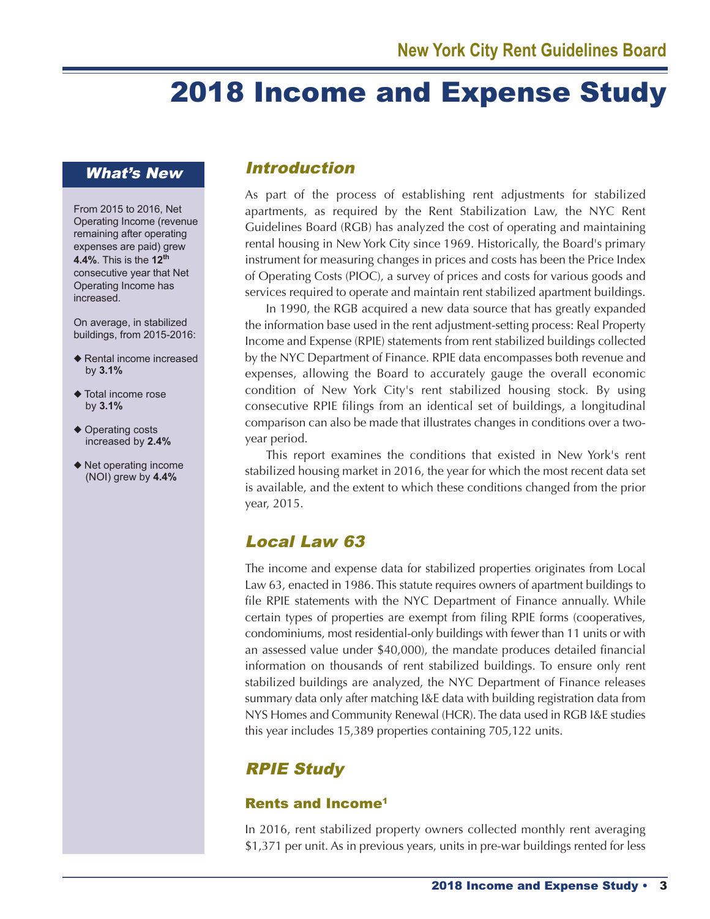# 2018 Income and Expense Study

### *What's New*

From 2015 to 2016, Net Operating Income (revenue remaining after operating expenses are paid) grew **4.4%**. This is the **12th** consecutive year that Net Operating Income has increased.

On average, in stabilized buildings, from 2015-2016:

- Rental income increased by **3.1%**
- Total income rose by **3.1%**
- Operating costs increased by **2.4%**
- Net operating income (NOI) grew by **4.4%**

## *Introduction*

As part of the process of establishing rent adjustments for stabilized apartments, as required by the Rent Stabilization Law, the NYC Rent Guidelines Board (RGB) has analyzed the cost of operating and maintaining rental housing in New York City since 1969. Historically, the Board's primary instrument for measuring changes in prices and costs has been the Price Index of Operating Costs (PIOC), a survey of prices and costs for various goods and services required to operate and maintain rent stabilized apartment buildings.

In 1990, the RGB acquired a new data source that has greatly expanded the information base used in the rent adjustment-setting process: Real Property Income and Expense (RPIE) statements from rent stabilized buildings collected by the NYC Department of Finance. RPIE data encompasses both revenue and expenses, allowing the Board to accurately gauge the overall economic condition of New York City's rent stabilized housing stock. By using consecutive RPIE filings from an identical set of buildings, a longitudinal comparison can also be made that illustrates changes in conditions over a two-year period.

This report examines the conditions that existed in New York's rent stabilized housing market in 2016, the year for which the most recent data set is available, and the extent to which these conditions changed from the prior year, 2015.

## *Local Law 63*

The income and expense data for stabilized properties originates from Local Law 63, enacted in 1986. This statute requires owners of apartment buildings to file RPIE statements with the NYC Department of Finance annually. While certain types of properties are exempt from filing RPIE forms (cooperatives, condominiums, most residential-only buildings with fewer than 11 units or with an assessed value under $40,000), the mandate produces detailed financial information on thousands of rent stabilized buildings. To ensure only rent stabilized buildings are analyzed, the NYC Department of Finance releases summary data only after matching I&E data with building registration data from NYS Homes and Community Renewal (HCR). The data used in RGB I&E studies this year includes 15,389 properties containing 705,122 units.

## *RPIE Study*

### Rents and Income[1]

In 2016, rent stabilized property owners collected monthly rent averaging $1,371 per unit. As in previous years, units in pre-war buildings rented for less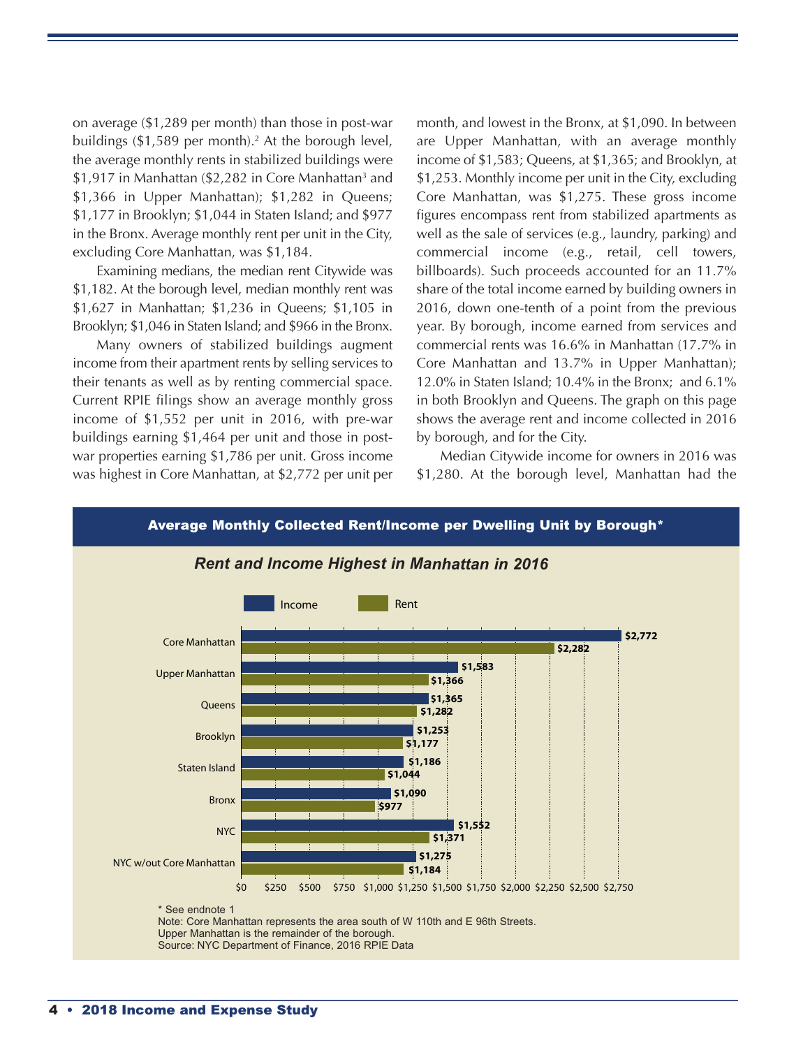on average ($1,289 per month) than those in post-war buildings ($1,589 per month).[2] At the borough level, the average monthly rents in stabilized buildings were $1,917 in Manhattan ($2,282 in Core Manhattan[3] and $1,366 in Upper Manhattan); $1,282 in Queens; $1,177 in Brooklyn; $1,044 in Staten Island; and $977 in the Bronx. Average monthly rent per unit in the City, excluding Core Manhattan, was $1,184.

Examining medians, the median rent Citywide was $1,182. At the borough level, median monthly rent was $1,627 in Manhattan; $1,236 in Queens; $1,105 in Brooklyn; $1,046 in Staten Island; and $966 in the Bronx.

Many owners of stabilized buildings augment income from their apartment rents by selling services to their tenants as well as by renting commercial space. Current RPIE filings show an average monthly gross income of $1,552 per unit in 2016, with pre-war buildings earning $1,464 per unit and those in post-war properties earning $1,786 per unit. Gross income was highest in Core Manhattan, at $2,772 per unit per month, and lowest in the Bronx, at $1,090. In between are Upper Manhattan, with an average monthly income of $1,583; Queens, at $1,365; and Brooklyn, at $1,253. Monthly income per unit in the City, excluding Core Manhattan, was $1,275. These gross income figures encompass rent from stabilized apartments as well as the sale of services (e.g., laundry, parking) and commercial income (e.g., retail, cell towers, billboards). Such proceeds accounted for an 11.7% share of the total income earned by building owners in 2016, down one-tenth of a point from the previous year. By borough, income earned from services and commercial rents was 16.6% in Manhattan (17.7% in Core Manhattan and 13.7% in Upper Manhattan); 12.0% in Staten Island; 10.4% in the Bronx; and 6.1% in both Brooklyn and Queens. The graph on this page shows the average rent and income collected in 2016 by borough, and for the City.

Median Citywide income for owners in 2016 was $1,280. At the borough level, Manhattan had the

**Average Monthly Collected Rent/Income per Dwelling Unit by Borough***

*Rent and Income Highest in Manhattan in 2016*

| | Income | Rent |
|---|---|---|
| Core Manhattan | $2,772 | $2,282 |
| Upper Manhattan | $1,583 | $1,366 |
| Queens | $1,365 | $1,282 |
| Brooklyn | $1,253 | $1,177 |
| Staten Island | $1,186 | $1,044 |
| Bronx | $1,090 | $977 |
| NYC | $1,552 | $1,371 |
| NYC w/out Core Manhattan | $1,275 | $1,184 |

\* See endnote 1
Note: Core Manhattan represents the area south of W 110th and E 96th Streets.
Upper Manhattan is the remainder of the borough.
Source: NYC Department of Finance, 2016 RPIE Data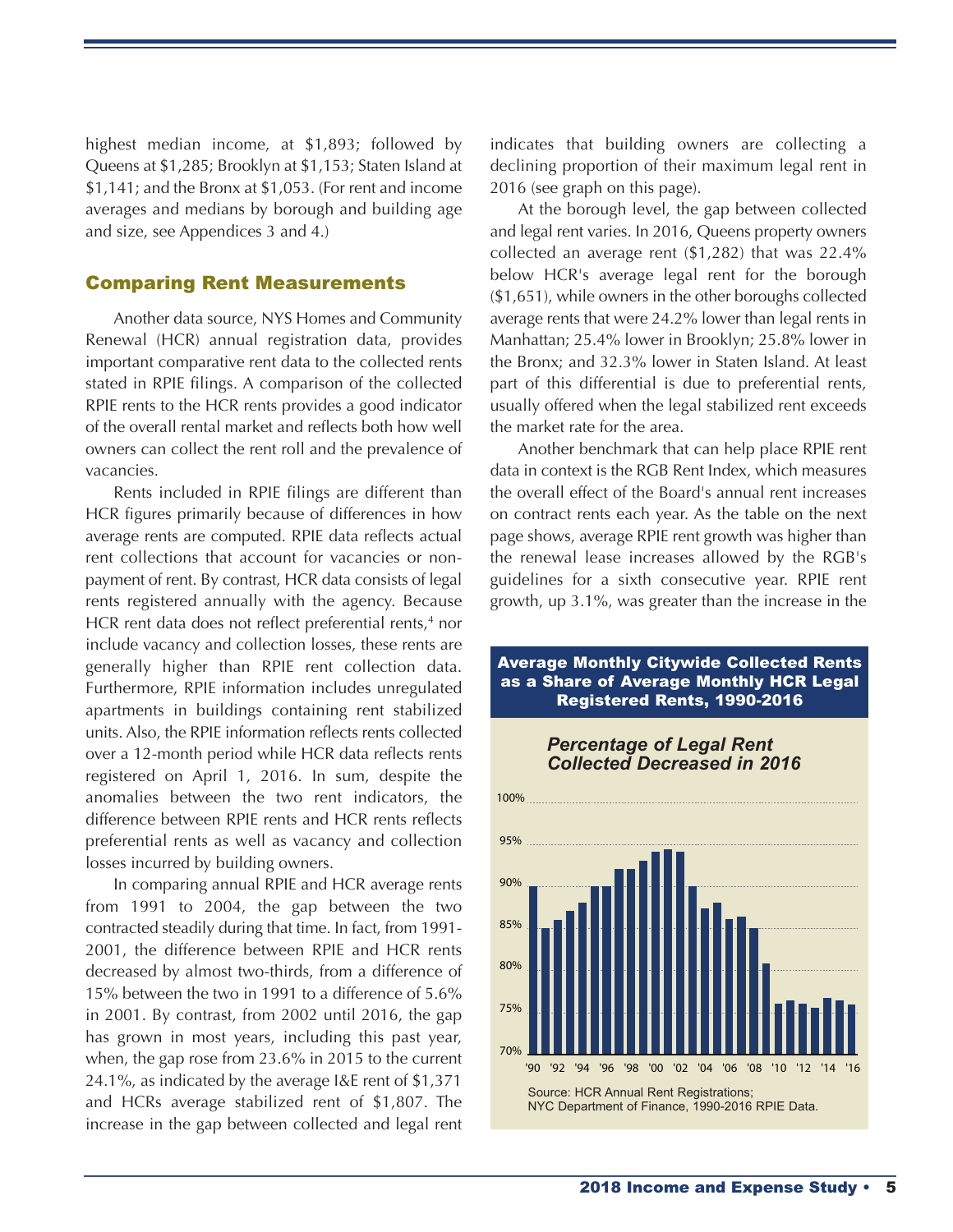highest median income, at $1,893; followed by Queens at $1,285; Brooklyn at $1,153; Staten Island at $1,141; and the Bronx at $1,053. (For rent and income averages and medians by borough and building age and size, see Appendices 3 and 4.)

## Comparing Rent Measurements

Another data source, NYS Homes and Community Renewal (HCR) annual registration data, provides important comparative rent data to the collected rents stated in RPIE filings. A comparison of the collected RPIE rents to the HCR rents provides a good indicator of the overall rental market and reflects both how well owners can collect the rent roll and the prevalence of vacancies.

Rents included in RPIE filings are different than HCR figures primarily because of differences in how average rents are computed. RPIE data reflects actual rent collections that account for vacancies or non-payment of rent. By contrast, HCR data consists of legal rents registered annually with the agency. Because HCR rent data does not reflect preferential rents,[4] nor include vacancy and collection losses, these rents are generally higher than RPIE rent collection data. Furthermore, RPIE information includes unregulated apartments in buildings containing rent stabilized units. Also, the RPIE information reflects rents collected over a 12-month period while HCR data reflects rents registered on April 1, 2016. In sum, despite the anomalies between the two rent indicators, the difference between RPIE rents and HCR rents reflects preferential rents as well as vacancy and collection losses incurred by building owners.

In comparing annual RPIE and HCR average rents from 1991 to 2004, the gap between the two contracted steadily during that time. In fact, from 1991-2001, the difference between RPIE and HCR rents decreased by almost two-thirds, from a difference of 15% between the two in 1991 to a difference of 5.6% in 2001. By contrast, from 2002 until 2016, the gap has grown in most years, including this past year, when, the gap rose from 23.6% in 2015 to the current 24.1%, as indicated by the average I&E rent of $1,371 and HCRs average stabilized rent of $1,807. The increase in the gap between collected and legal rent indicates that building owners are collecting a declining proportion of their maximum legal rent in 2016 (see graph on this page).

At the borough level, the gap between collected and legal rent varies. In 2016, Queens property owners collected an average rent ($1,282) that was 22.4% below HCR's average legal rent for the borough ($1,651), while owners in the other boroughs collected average rents that were 24.2% lower than legal rents in Manhattan; 25.4% lower in Brooklyn; 25.8% lower in the Bronx; and 32.3% lower in Staten Island. At least part of this differential is due to preferential rents, usually offered when the legal stabilized rent exceeds the market rate for the area.

Another benchmark that can help place RPIE rent data in context is the RGB Rent Index, which measures the overall effect of the Board's annual rent increases on contract rents each year. As the table on the next page shows, average RPIE rent growth was higher than the renewal lease increases allowed by the RGB's guidelines for a sixth consecutive year. RPIE rent growth, up 3.1%, was greater than the increase in the

**Average Monthly Citywide Collected Rents as a Share of Average Monthly HCR Legal Registered Rents, 1990-2016**

*Percentage of Legal Rent Collected Decreased in 2016*

Source: HCR Annual Rent Registrations; NYC Department of Finance, 1990-2016 RPIE Data.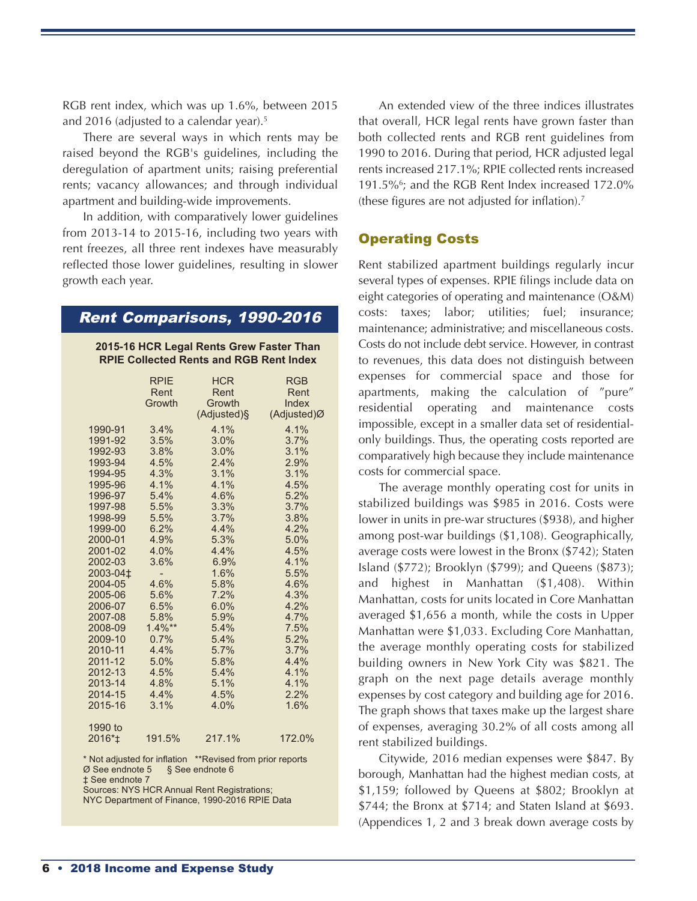RGB rent index, which was up 1.6%, between 2015 and 2016 (adjusted to a calendar year).[5]

There are several ways in which rents may be raised beyond the RGB's guidelines, including the deregulation of apartment units; raising preferential rents; vacancy allowances; and through individual apartment and building-wide improvements.

In addition, with comparatively lower guidelines from 2013-14 to 2015-16, including two years with rent freezes, all three rent indexes have measurably reflected those lower guidelines, resulting in slower growth each year.

## *Rent Comparisons, 1990-2016*

**2015-16 HCR Legal Rents Grew Faster Than RPIE Collected Rents and RGB Rent Index**

| | RPIE Rent Growth | HCR Rent Growth (Adjusted)§ | RGB Rent Index (Adjusted)Ø |
|---|---|---|---|
| 1990-91 | 3.4% | 4.1% | 4.1% |
| 1991-92 | 3.5% | 3.0% | 3.7% |
| 1992-93 | 3.8% | 3.0% | 3.1% |
| 1993-94 | 4.5% | 2.4% | 2.9% |
| 1994-95 | 4.3% | 3.1% | 3.1% |
| 1995-96 | 4.1% | 4.1% | 4.5% |
| 1996-97 | 5.4% | 4.6% | 5.2% |
| 1997-98 | 5.5% | 3.3% | 3.7% |
| 1998-99 | 5.5% | 3.7% | 3.8% |
| 1999-00 | 6.2% | 4.4% | 4.2% |
| 2000-01 | 4.9% | 5.3% | 5.0% |
| 2001-02 | 4.0% | 4.4% | 4.5% |
| 2002-03 | 3.6% | 6.9% | 4.1% |
| 2003-04‡ | - | 1.6% | 5.5% |
| 2004-05 | 4.6% | 5.8% | 4.6% |
| 2005-06 | 5.6% | 7.2% | 4.3% |
| 2006-07 | 6.5% | 6.0% | 4.2% |
| 2007-08 | 5.8% | 5.9% | 4.7% |
| 2008-09 | 1.4%** | 5.4% | 7.5% |
| 2009-10 | 0.7% | 5.4% | 5.2% |
| 2010-11 | 4.4% | 5.7% | 3.7% |
| 2011-12 | 5.0% | 5.8% | 4.4% |
| 2012-13 | 4.5% | 5.4% | 4.1% |
| 2013-14 | 4.8% | 5.1% | 4.1% |
| 2014-15 | 4.4% | 4.5% | 2.2% |
| 2015-16 | 3.1% | 4.0% | 1.6% |
| 1990 to 2016*‡ | 191.5% | 217.1% | 172.0% |

\* Not adjusted for inflation **Revised from prior reports
Ø See endnote 5 § See endnote 6
‡ See endnote 7
Sources: NYS HCR Annual Rent Registrations; NYC Department of Finance, 1990-2016 RPIE Data

An extended view of the three indices illustrates that overall, HCR legal rents have grown faster than both collected rents and RGB rent guidelines from 1990 to 2016. During that period, HCR adjusted legal rents increased 217.1%; RPIE collected rents increased 191.5%[6]; and the RGB Rent Index increased 172.0% (these figures are not adjusted for inflation).[7]

## Operating Costs

Rent stabilized apartment buildings regularly incur several types of expenses. RPIE filings include data on eight categories of operating and maintenance (O&M) costs: taxes; labor; utilities; fuel; insurance; maintenance; administrative; and miscellaneous costs. Costs do not include debt service. However, in contrast to revenues, this data does not distinguish between expenses for commercial space and those for apartments, making the calculation of "pure" residential operating and maintenance costs impossible, except in a smaller data set of residential-only buildings. Thus, the operating costs reported are comparatively high because they include maintenance costs for commercial space.

The average monthly operating cost for units in stabilized buildings was $985 in 2016. Costs were lower in units in pre-war structures ($938), and higher among post-war buildings ($1,108). Geographically, average costs were lowest in the Bronx ($742); Staten Island ($772); Brooklyn ($799); and Queens ($873); and highest in Manhattan ($1,408). Within Manhattan, costs for units located in Core Manhattan averaged $1,656 a month, while the costs in Upper Manhattan were $1,033. Excluding Core Manhattan, the average monthly operating costs for stabilized building owners in New York City was $821. The graph on the next page details average monthly expenses by cost category and building age for 2016. The graph shows that taxes make up the largest share of expenses, averaging 30.2% of all costs among all rent stabilized buildings.

Citywide, 2016 median expenses were $847. By borough, Manhattan had the highest median costs, at $1,159; followed by Queens at $802; Brooklyn at $744; the Bronx at $714; and Staten Island at $693. (Appendices 1, 2 and 3 break down average costs by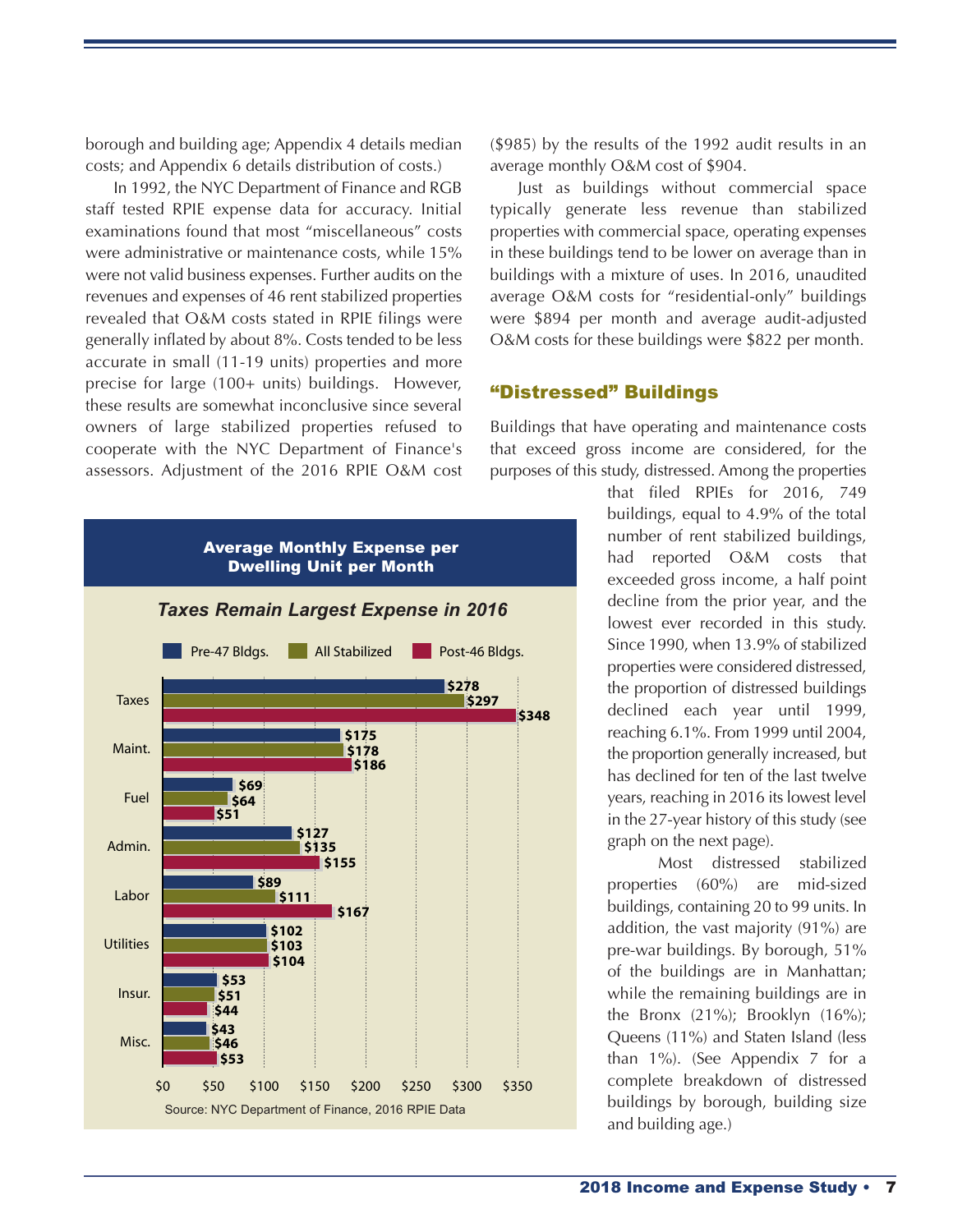borough and building age; Appendix 4 details median costs; and Appendix 6 details distribution of costs.)

In 1992, the NYC Department of Finance and RGB staff tested RPIE expense data for accuracy. Initial examinations found that most "miscellaneous" costs were administrative or maintenance costs, while 15% were not valid business expenses. Further audits on the revenues and expenses of 46 rent stabilized properties revealed that O&M costs stated in RPIE filings were generally inflated by about 8%. Costs tended to be less accurate in small (11-19 units) properties and more precise for large (100+ units) buildings. However, these results are somewhat inconclusive since several owners of large stabilized properties refused to cooperate with the NYC Department of Finance's assessors. Adjustment of the 2016 RPIE O&M cost ($985) by the results of the 1992 audit results in an average monthly O&M cost of $904.

Just as buildings without commercial space typically generate less revenue than stabilized properties with commercial space, operating expenses in these buildings tend to be lower on average than in buildings with a mixture of uses. In 2016, unaudited average O&M costs for "residential-only" buildings were $894 per month and average audit-adjusted O&M costs for these buildings were $822 per month.

**Average Monthly Expense per Dwelling Unit per Month**

*Taxes Remain Largest Expense in 2016*

| | Pre-47 Bldgs. | All Stabilized | Post-46 Bldgs. |
|---|---|---|---|
| Taxes | $278 | $297 | $348 |
| Maint. | $175 | $178 | $186 |
| Fuel | $69 | $64 | $51 |
| Admin. | $127 | $135 | $155 |
| Labor | $89 | $111 | $167 |
| Utilities | $102 | $103 | $104 |
| Insur. | $53 | $51 | $44 |
| Misc. | $43 | $46 | $53 |

Source: NYC Department of Finance, 2016 RPIE Data

## "Distressed" Buildings

Buildings that have operating and maintenance costs that exceed gross income are considered, for the purposes of this study, distressed. Among the properties that filed RPIEs for 2016, 749 buildings, equal to 4.9% of the total number of rent stabilized buildings, had reported O&M costs that exceeded gross income, a half point decline from the prior year, and the lowest ever recorded in this study. Since 1990, when 13.9% of stabilized properties were considered distressed, the proportion of distressed buildings declined each year until 1999, reaching 6.1%. From 1999 until 2004, the proportion generally increased, but has declined for ten of the last twelve years, reaching in 2016 its lowest level in the 27-year history of this study (see graph on the next page).

Most distressed stabilized properties (60%) are mid-sized buildings, containing 20 to 99 units. In addition, the vast majority (91%) are pre-war buildings. By borough, 51% of the buildings are in Manhattan; while the remaining buildings are in the Bronx (21%); Brooklyn (16%); Queens (11%) and Staten Island (less than 1%). (See Appendix 7 for a complete breakdown of distressed buildings by borough, building size and building age.)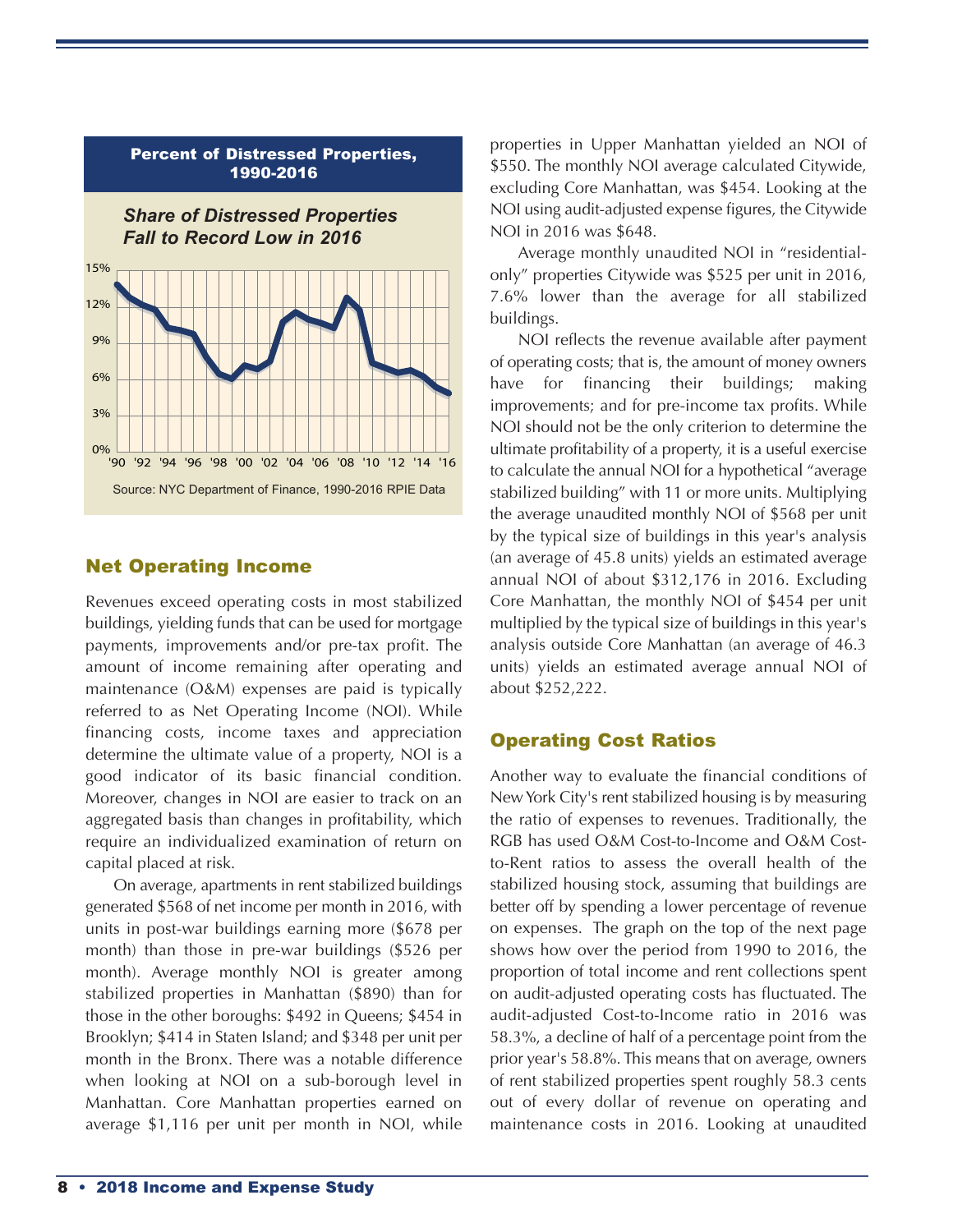**Percent of Distressed Properties, 1990-2016**

*Share of Distressed Properties Fall to Record Low in 2016*

Source: NYC Department of Finance, 1990-2016 RPIE Data

## Net Operating Income

Revenues exceed operating costs in most stabilized buildings, yielding funds that can be used for mortgage payments, improvements and/or pre-tax profit. The amount of income remaining after operating and maintenance (O&M) expenses are paid is typically referred to as Net Operating Income (NOI). While financing costs, income taxes and appreciation determine the ultimate value of a property, NOI is a good indicator of its basic financial condition. Moreover, changes in NOI are easier to track on an aggregated basis than changes in profitability, which require an individualized examination of return on capital placed at risk.

On average, apartments in rent stabilized buildings generated $568 of net income per month in 2016, with units in post-war buildings earning more ($678 per month) than those in pre-war buildings ($526 per month). Average monthly NOI is greater among stabilized properties in Manhattan ($890) than for those in the other boroughs: $492 in Queens; $454 in Brooklyn; $414 in Staten Island; and $348 per unit per month in the Bronx. There was a notable difference when looking at NOI on a sub-borough level in Manhattan. Core Manhattan properties earned on average $1,116 per unit per month in NOI, while properties in Upper Manhattan yielded an NOI of $550. The monthly NOI average calculated Citywide, excluding Core Manhattan, was $454. Looking at the NOI using audit-adjusted expense figures, the Citywide NOI in 2016 was $648.

Average monthly unaudited NOI in "residential-only" properties Citywide was $525 per unit in 2016, 7.6% lower than the average for all stabilized buildings.

NOI reflects the revenue available after payment of operating costs; that is, the amount of money owners have for financing their buildings; making improvements; and for pre-income tax profits. While NOI should not be the only criterion to determine the ultimate profitability of a property, it is a useful exercise to calculate the annual NOI for a hypothetical "average stabilized building" with 11 or more units. Multiplying the average unaudited monthly NOI of $568 per unit by the typical size of buildings in this year's analysis (an average of 45.8 units) yields an estimated average annual NOI of about $312,176 in 2016. Excluding Core Manhattan, the monthly NOI of $454 per unit multiplied by the typical size of buildings in this year's analysis outside Core Manhattan (an average of 46.3 units) yields an estimated average annual NOI of about $252,222.

## Operating Cost Ratios

Another way to evaluate the financial conditions of New York City's rent stabilized housing is by measuring the ratio of expenses to revenues. Traditionally, the RGB has used O&M Cost-to-Income and O&M Cost-to-Rent ratios to assess the overall health of the stabilized housing stock, assuming that buildings are better off by spending a lower percentage of revenue on expenses. The graph on the top of the next page shows how over the period from 1990 to 2016, the proportion of total income and rent collections spent on audit-adjusted operating costs has fluctuated. The audit-adjusted Cost-to-Income ratio in 2016 was 58.3%, a decline of half of a percentage point from the prior year's 58.8%. This means that on average, owners of rent stabilized properties spent roughly 58.3 cents out of every dollar of revenue on operating and maintenance costs in 2016. Looking at unaudited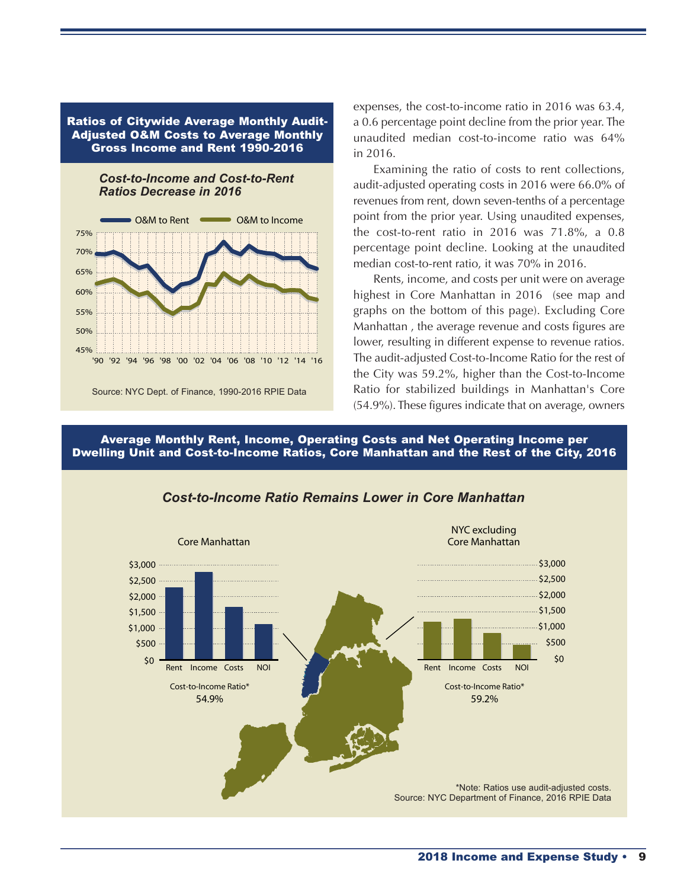### Ratios of Citywide Average Monthly Audit-Adjusted O&M Costs to Average Monthly Gross Income and Rent 1990-2016

*Cost-to-Income and Cost-to-Rent Ratios Decrease in 2016*

Source: NYC Dept. of Finance, 1990-2016 RPIE Data

expenses, the cost-to-income ratio in 2016 was 63.4, a 0.6 percentage point decline from the prior year. The unaudited median cost-to-income ratio was 64% in 2016.

Examining the ratio of costs to rent collections, audit-adjusted operating costs in 2016 were 66.0% of revenues from rent, down seven-tenths of a percentage point from the prior year. Using unaudited expenses, the cost-to-rent ratio in 2016 was 71.8%, a 0.8 percentage point decline. Looking at the unaudited median cost-to-rent ratio, it was 70% in 2016.

Rents, income, and costs per unit were on average highest in Core Manhattan in 2016 (see map and graphs on the bottom of this page). Excluding Core Manhattan , the average revenue and costs figures are lower, resulting in different expense to revenue ratios. The audit-adjusted Cost-to-Income Ratio for the rest of the City was 59.2%, higher than the Cost-to-Income Ratio for stabilized buildings in Manhattan's Core (54.9%). These figures indicate that on average, owners

### Average Monthly Rent, Income, Operating Costs and Net Operating Income per Dwelling Unit and Cost-to-Income Ratios, Core Manhattan and the Rest of the City, 2016

*Cost-to-Income Ratio Remains Lower in Core Manhattan*

Core Manhattan — Cost-to-Income Ratio* 54.9%

NYC excluding Core Manhattan — Cost-to-Income Ratio* 59.2%

*Note: Ratios use audit-adjusted costs.
Source: NYC Department of Finance, 2016 RPIE Data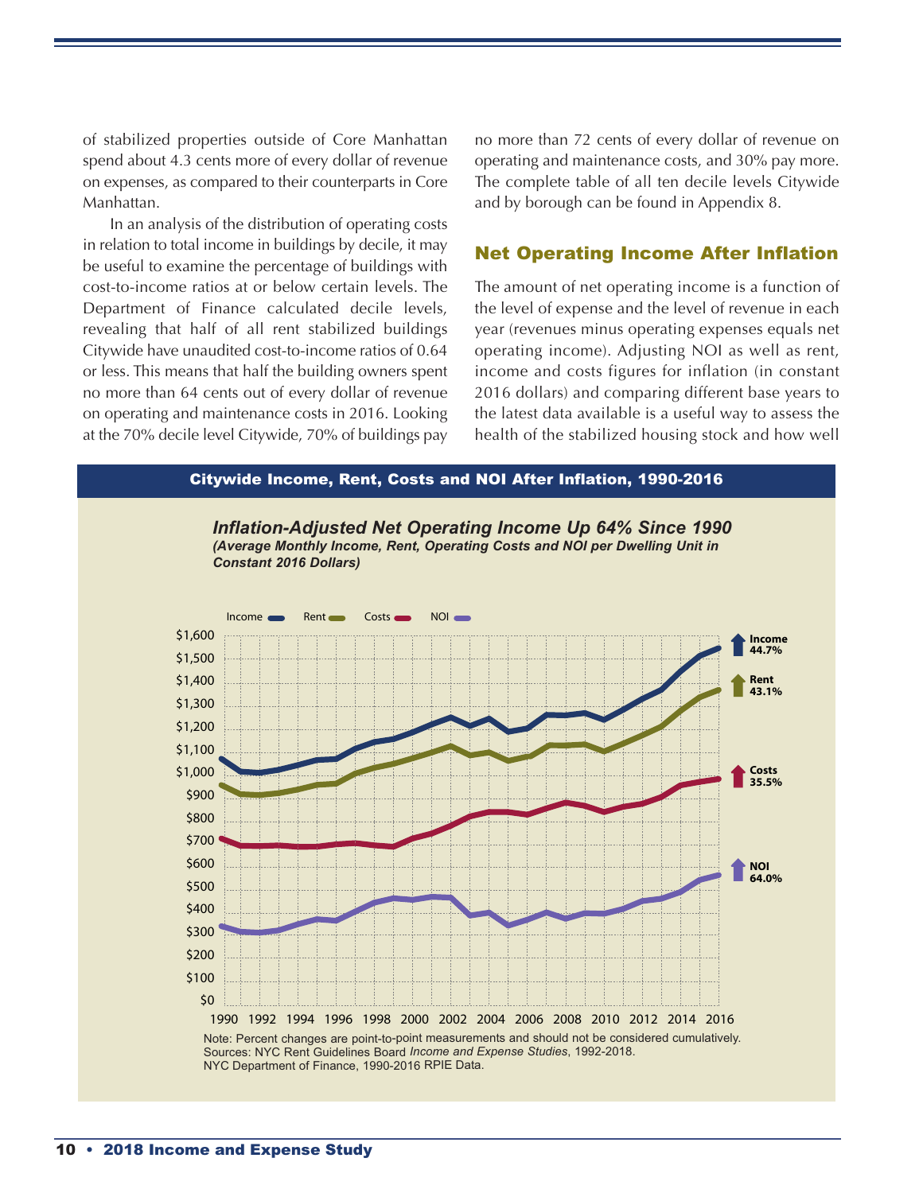of stabilized properties outside of Core Manhattan spend about 4.3 cents more of every dollar of revenue on expenses, as compared to their counterparts in Core Manhattan.

In an analysis of the distribution of operating costs in relation to total income in buildings by decile, it may be useful to examine the percentage of buildings with cost-to-income ratios at or below certain levels. The Department of Finance calculated decile levels, revealing that half of all rent stabilized buildings Citywide have unaudited cost-to-income ratios of 0.64 or less. This means that half the building owners spent no more than 64 cents out of every dollar of revenue on operating and maintenance costs in 2016. Looking at the 70% decile level Citywide, 70% of buildings pay no more than 72 cents of every dollar of revenue on operating and maintenance costs, and 30% pay more. The complete table of all ten decile levels Citywide and by borough can be found in Appendix 8.

## Net Operating Income After Inflation

The amount of net operating income is a function of the level of expense and the level of revenue in each year (revenues minus operating expenses equals net operating income). Adjusting NOI as well as rent, income and costs figures for inflation (in constant 2016 dollars) and comparing different base years to the latest data available is a useful way to assess the health of the stabilized housing stock and how well

**Citywide Income, Rent, Costs and NOI After Inflation, 1990-2016**

***Inflation-Adjusted Net Operating Income Up 64% Since 1990***
***(Average Monthly Income, Rent, Operating Costs and NOI per Dwelling Unit in Constant 2016 Dollars)***

Income: 44.7% | Rent: 43.1% | Costs: 35.5% | NOI: 64.0%

Note: Percent changes are point-to-point measurements and should not be considered cumulatively.
Sources: NYC Rent Guidelines Board *Income and Expense Studies*, 1992-2018.
NYC Department of Finance, 1990-2016 RPIE Data.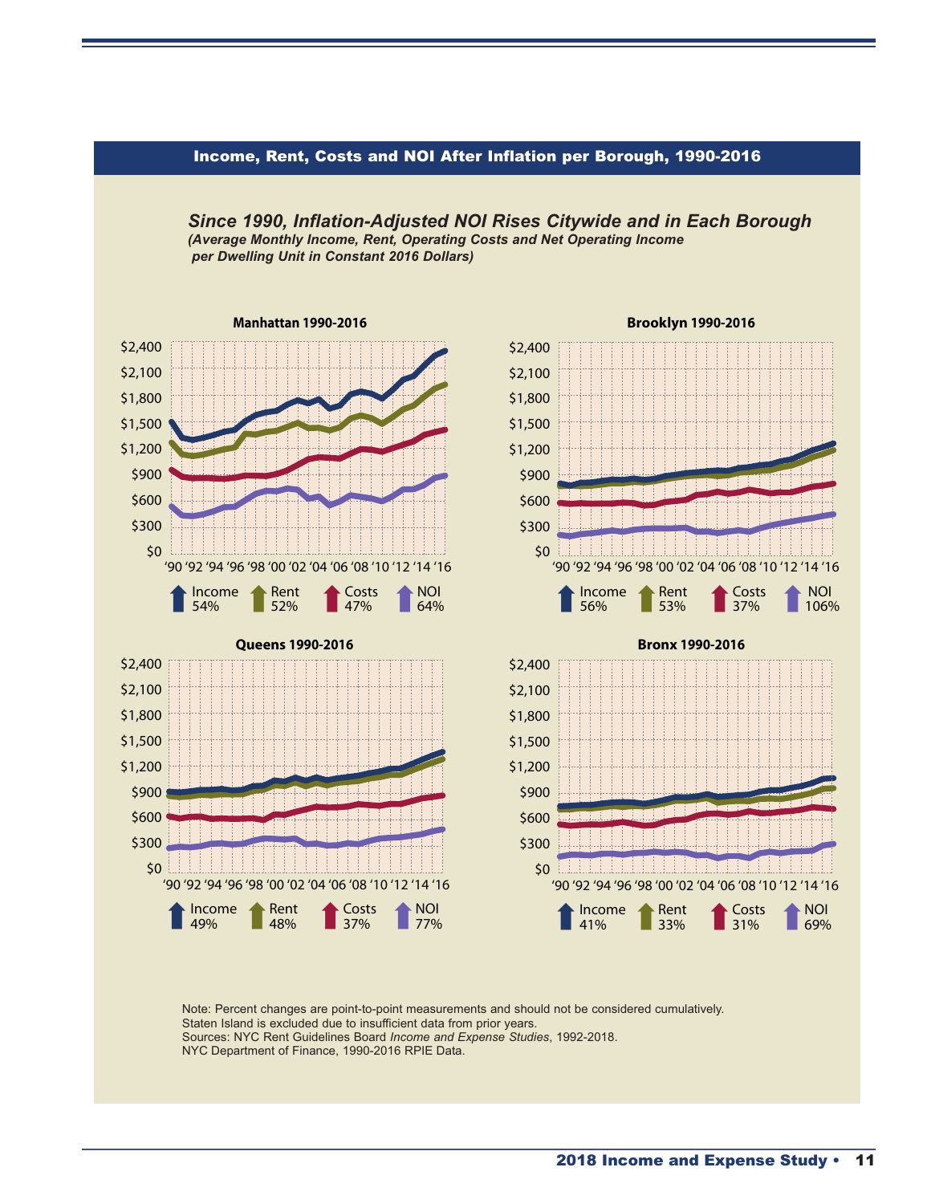## Income, Rent, Costs and NOI After Inflation per Borough, 1990-2016

***Since 1990, Inflation-Adjusted NOI Rises Citywide and in Each Borough***

***(Average Monthly Income, Rent, Operating Costs and Net Operating Income per Dwelling Unit in Constant 2016 Dollars)***

**Manhattan 1990-2016**

| Income | Rent | Costs | NOI |
|---|---|---|---|
| 54% | 52% | 47% | 64% |

**Brooklyn 1990-2016**

| Income | Rent | Costs | NOI |
|---|---|---|---|
| 56% | 53% | 37% | 106% |

**Queens 1990-2016**

| Income | Rent | Costs | NOI |
|---|---|---|---|
| 49% | 48% | 37% | 77% |

**Bronx 1990-2016**

| Income | Rent | Costs | NOI |
|---|---|---|---|
| 41% | 33% | 31% | 69% |

Note: Percent changes are point-to-point measurements and should not be considered cumulatively.
Staten Island is excluded due to insufficient data from prior years.
Sources: NYC Rent Guidelines Board *Income and Expense Studies*, 1992-2018.
NYC Department of Finance, 1990-2016 RPIE Data.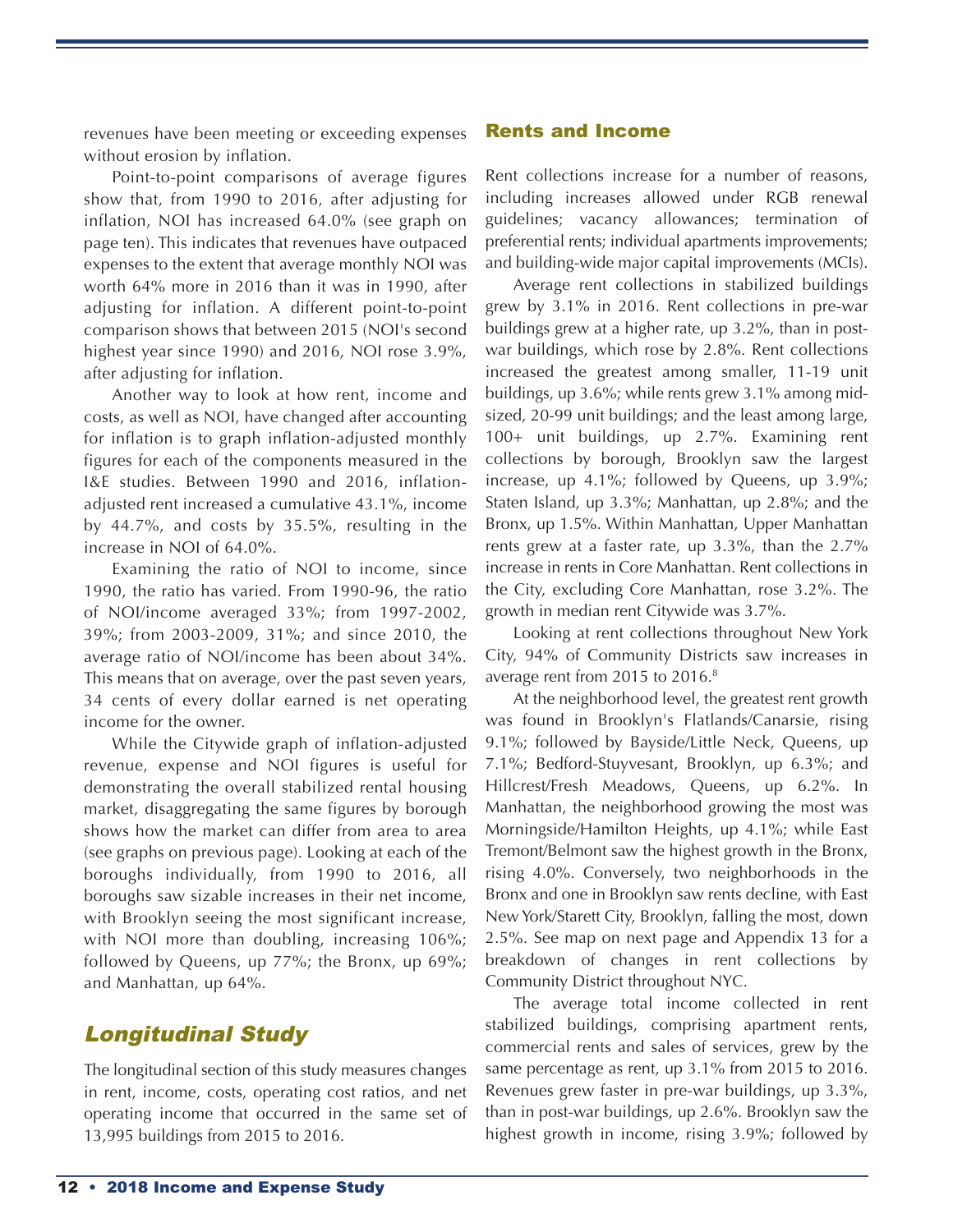revenues have been meeting or exceeding expenses without erosion by inflation.

Point-to-point comparisons of average figures show that, from 1990 to 2016, after adjusting for inflation, NOI has increased 64.0% (see graph on page ten). This indicates that revenues have outpaced expenses to the extent that average monthly NOI was worth 64% more in 2016 than it was in 1990, after adjusting for inflation. A different point-to-point comparison shows that between 2015 (NOI's second highest year since 1990) and 2016, NOI rose 3.9%, after adjusting for inflation.

Another way to look at how rent, income and costs, as well as NOI, have changed after accounting for inflation is to graph inflation-adjusted monthly figures for each of the components measured in the I&E studies. Between 1990 and 2016, inflation-adjusted rent increased a cumulative 43.1%, income by 44.7%, and costs by 35.5%, resulting in the increase in NOI of 64.0%.

Examining the ratio of NOI to income, since 1990, the ratio has varied. From 1990-96, the ratio of NOI/income averaged 33%; from 1997-2002, 39%; from 2003-2009, 31%; and since 2010, the average ratio of NOI/income has been about 34%. This means that on average, over the past seven years, 34 cents of every dollar earned is net operating income for the owner.

While the Citywide graph of inflation-adjusted revenue, expense and NOI figures is useful for demonstrating the overall stabilized rental housing market, disaggregating the same figures by borough shows how the market can differ from area to area (see graphs on previous page). Looking at each of the boroughs individually, from 1990 to 2016, all boroughs saw sizable increases in their net income, with Brooklyn seeing the most significant increase, with NOI more than doubling, increasing 106%; followed by Queens, up 77%; the Bronx, up 69%; and Manhattan, up 64%.

## *Longitudinal Study*

The longitudinal section of this study measures changes in rent, income, costs, operating cost ratios, and net operating income that occurred in the same set of 13,995 buildings from 2015 to 2016.

### Rents and Income

Rent collections increase for a number of reasons, including increases allowed under RGB renewal guidelines; vacancy allowances; termination of preferential rents; individual apartments improvements; and building-wide major capital improvements (MCIs).

Average rent collections in stabilized buildings grew by 3.1% in 2016. Rent collections in pre-war buildings grew at a higher rate, up 3.2%, than in post-war buildings, which rose by 2.8%. Rent collections increased the greatest among smaller, 11-19 unit buildings, up 3.6%; while rents grew 3.1% among mid-sized, 20-99 unit buildings; and the least among large, 100+ unit buildings, up 2.7%. Examining rent collections by borough, Brooklyn saw the largest increase, up 4.1%; followed by Queens, up 3.9%; Staten Island, up 3.3%; Manhattan, up 2.8%; and the Bronx, up 1.5%. Within Manhattan, Upper Manhattan rents grew at a faster rate, up 3.3%, than the 2.7% increase in rents in Core Manhattan. Rent collections in the City, excluding Core Manhattan, rose 3.2%. The growth in median rent Citywide was 3.7%.

Looking at rent collections throughout New York City, 94% of Community Districts saw increases in average rent from 2015 to 2016.[8]

At the neighborhood level, the greatest rent growth was found in Brooklyn's Flatlands/Canarsie, rising 9.1%; followed by Bayside/Little Neck, Queens, up 7.1%; Bedford-Stuyvesant, Brooklyn, up 6.3%; and Hillcrest/Fresh Meadows, Queens, up 6.2%. In Manhattan, the neighborhood growing the most was Morningside/Hamilton Heights, up 4.1%; while East Tremont/Belmont saw the highest growth in the Bronx, rising 4.0%. Conversely, two neighborhoods in the Bronx and one in Brooklyn saw rents decline, with East New York/Starett City, Brooklyn, falling the most, down 2.5%. See map on next page and Appendix 13 for a breakdown of changes in rent collections by Community District throughout NYC.

The average total income collected in rent stabilized buildings, comprising apartment rents, commercial rents and sales of services, grew by the same percentage as rent, up 3.1% from 2015 to 2016. Revenues grew faster in pre-war buildings, up 3.3%, than in post-war buildings, up 2.6%. Brooklyn saw the highest growth in income, rising 3.9%; followed by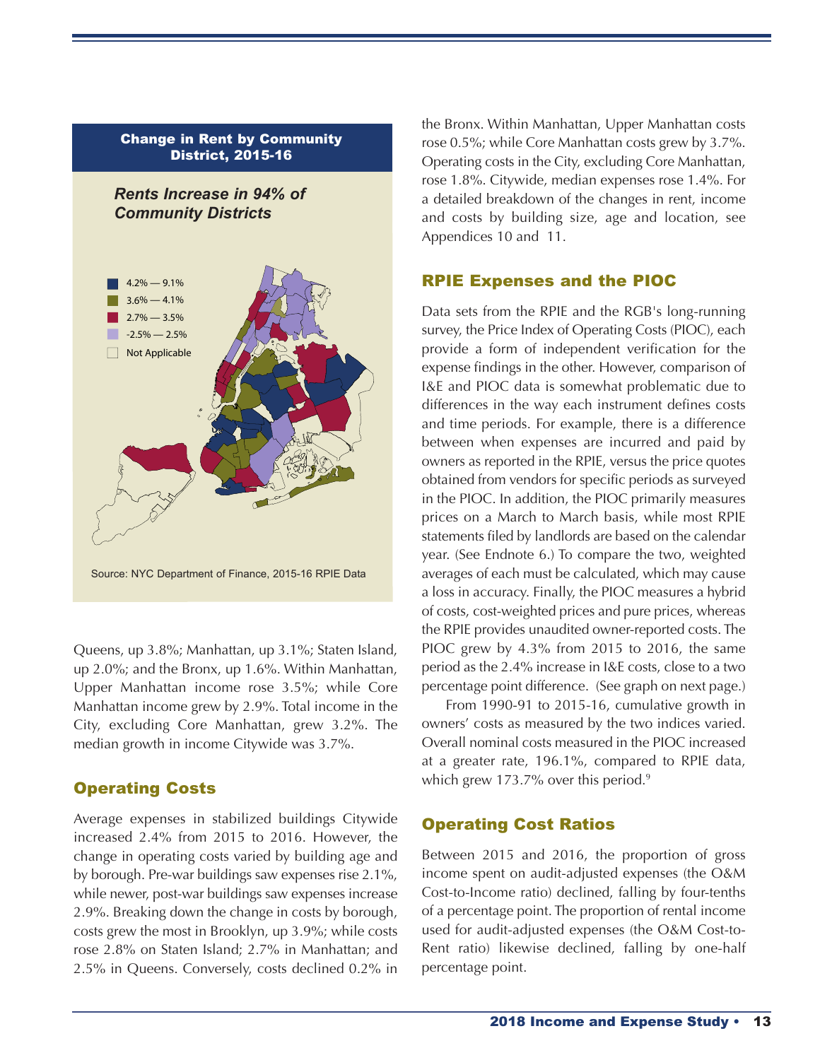**Change in Rent by Community District, 2015-16**

*Rents Increase in 94% of Community Districts*

- 4.2% — 9.1%
- 3.6% — 4.1%
- 2.7% — 3.5%
- -2.5% — 2.5%
- Not Applicable

Source: NYC Department of Finance, 2015-16 RPIE Data

Queens, up 3.8%; Manhattan, up 3.1%; Staten Island, up 2.0%; and the Bronx, up 1.6%. Within Manhattan, Upper Manhattan income rose 3.5%; while Core Manhattan income grew by 2.9%. Total income in the City, excluding Core Manhattan, grew 3.2%. The median growth in income Citywide was 3.7%.

## Operating Costs

Average expenses in stabilized buildings Citywide increased 2.4% from 2015 to 2016. However, the change in operating costs varied by building age and by borough. Pre-war buildings saw expenses rise 2.1%, while newer, post-war buildings saw expenses increase 2.9%. Breaking down the change in costs by borough, costs grew the most in Brooklyn, up 3.9%; while costs rose 2.8% on Staten Island; 2.7% in Manhattan; and 2.5% in Queens. Conversely, costs declined 0.2% in the Bronx. Within Manhattan, Upper Manhattan costs rose 0.5%; while Core Manhattan costs grew by 3.7%. Operating costs in the City, excluding Core Manhattan, rose 1.8%. Citywide, median expenses rose 1.4%. For a detailed breakdown of the changes in rent, income and costs by building size, age and location, see Appendices 10 and 11.

## RPIE Expenses and the PIOC

Data sets from the RPIE and the RGB's long-running survey, the Price Index of Operating Costs (PIOC), each provide a form of independent verification for the expense findings in the other. However, comparison of I&E and PIOC data is somewhat problematic due to differences in the way each instrument defines costs and time periods. For example, there is a difference between when expenses are incurred and paid by owners as reported in the RPIE, versus the price quotes obtained from vendors for specific periods as surveyed in the PIOC. In addition, the PIOC primarily measures prices on a March to March basis, while most RPIE statements filed by landlords are based on the calendar year. (See Endnote 6.) To compare the two, weighted averages of each must be calculated, which may cause a loss in accuracy. Finally, the PIOC measures a hybrid of costs, cost-weighted prices and pure prices, whereas the RPIE provides unaudited owner-reported costs. The PIOC grew by 4.3% from 2015 to 2016, the same period as the 2.4% increase in I&E costs, close to a two percentage point difference. (See graph on next page.)

From 1990-91 to 2015-16, cumulative growth in owners' costs as measured by the two indices varied. Overall nominal costs measured in the PIOC increased at a greater rate, 196.1%, compared to RPIE data, which grew 173.7% over this period.[9]

## Operating Cost Ratios

Between 2015 and 2016, the proportion of gross income spent on audit-adjusted expenses (the O&M Cost-to-Income ratio) declined, falling by four-tenths of a percentage point. The proportion of rental income used for audit-adjusted expenses (the O&M Cost-to-Rent ratio) likewise declined, falling by one-half percentage point.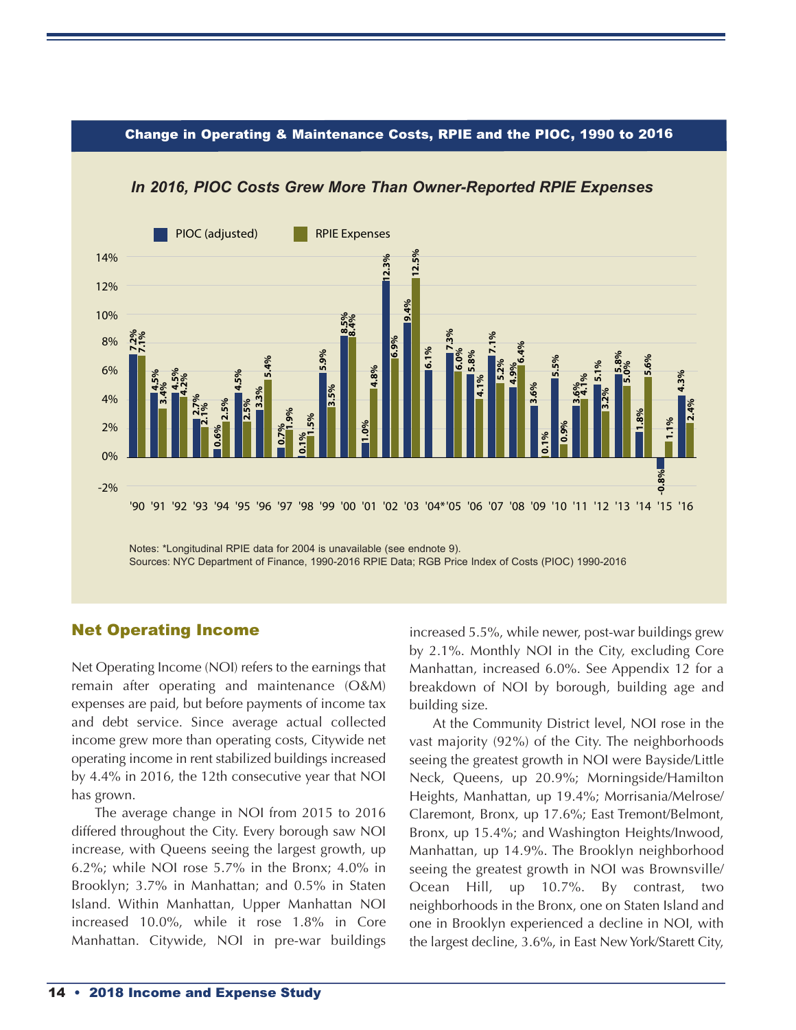## Change in Operating & Maintenance Costs, RPIE and the PIOC, 1990 to 2016

*In 2016, PIOC Costs Grew More Than Owner-Reported RPIE Expenses*

| Year | PIOC (adjusted) | RPIE Expenses |
|---|---|---|
| '90 | 7.2% | 7.1% |
| '91 | 4.5% | 3.4% |
| '92 | 4.5% | 4.2% |
| '93 | 2.7% | 2.1% |
| '94 | 0.6% | 2.5% |
| '95 | 4.5% | 2.5% |
| '96 | 3.3% | 5.4% |
| '97 | 0.7% | 1.9% |
| '98 | 0.1% | 1.5% |
| '99 | 5.9% | 3.5% |
| '00 | 8.5% | 8.4% |
| '01 | 1.0% | 4.8% |
| '02 | 12.3% | 6.9% |
| '03 | 9.4% | 12.5% |
| '04* | 6.1% | |
| '05 | 7.3% | 6.0% |
| '06 | 5.8% | 4.1% |
| '07 | 7.1% | 5.2% |
| '08 | 4.9% | 6.4% |
| '09 | 3.6% | 0.1% |
| '10 | 5.5% | 0.9% |
| '11 | 3.6% | 4.1% |
| '12 | 5.1% | 3.2% |
| '13 | 5.8% | 5.0% |
| '14 | 1.8% | 5.6% |
| '15 | -0.8% | 1.1% |
| '16 | 4.3% | 2.4% |

Notes: *Longitudinal RPIE data for 2004 is unavailable (see endnote 9).
Sources: NYC Department of Finance, 1990-2016 RPIE Data; RGB Price Index of Costs (PIOC) 1990-2016

## Net Operating Income

Net Operating Income (NOI) refers to the earnings that remain after operating and maintenance (O&M) expenses are paid, but before payments of income tax and debt service. Since average actual collected income grew more than operating costs, Citywide net operating income in rent stabilized buildings increased by 4.4% in 2016, the 12th consecutive year that NOI has grown.

The average change in NOI from 2015 to 2016 differed throughout the City. Every borough saw NOI increase, with Queens seeing the largest growth, up 6.2%; while NOI rose 5.7% in the Bronx; 4.0% in Brooklyn; 3.7% in Manhattan; and 0.5% in Staten Island. Within Manhattan, Upper Manhattan NOI increased 10.0%, while it rose 1.8% in Core Manhattan. Citywide, NOI in pre-war buildings increased 5.5%, while newer, post-war buildings grew by 2.1%. Monthly NOI in the City, excluding Core Manhattan, increased 6.0%. See Appendix 12 for a breakdown of NOI by borough, building age and building size.

At the Community District level, NOI rose in the vast majority (92%) of the City. The neighborhoods seeing the greatest growth in NOI were Bayside/Little Neck, Queens, up 20.9%; Morningside/Hamilton Heights, Manhattan, up 19.4%; Morrisania/Melrose/Claremont, Bronx, up 17.6%; East Tremont/Belmont, Bronx, up 15.4%; and Washington Heights/Inwood, Manhattan, up 14.9%. The Brooklyn neighborhood seeing the greatest growth in NOI was Brownsville/Ocean Hill, up 10.7%. By contrast, two neighborhoods in the Bronx, one on Staten Island and one in Brooklyn experienced a decline in NOI, with the largest decline, 3.6%, in East New York/Starett City,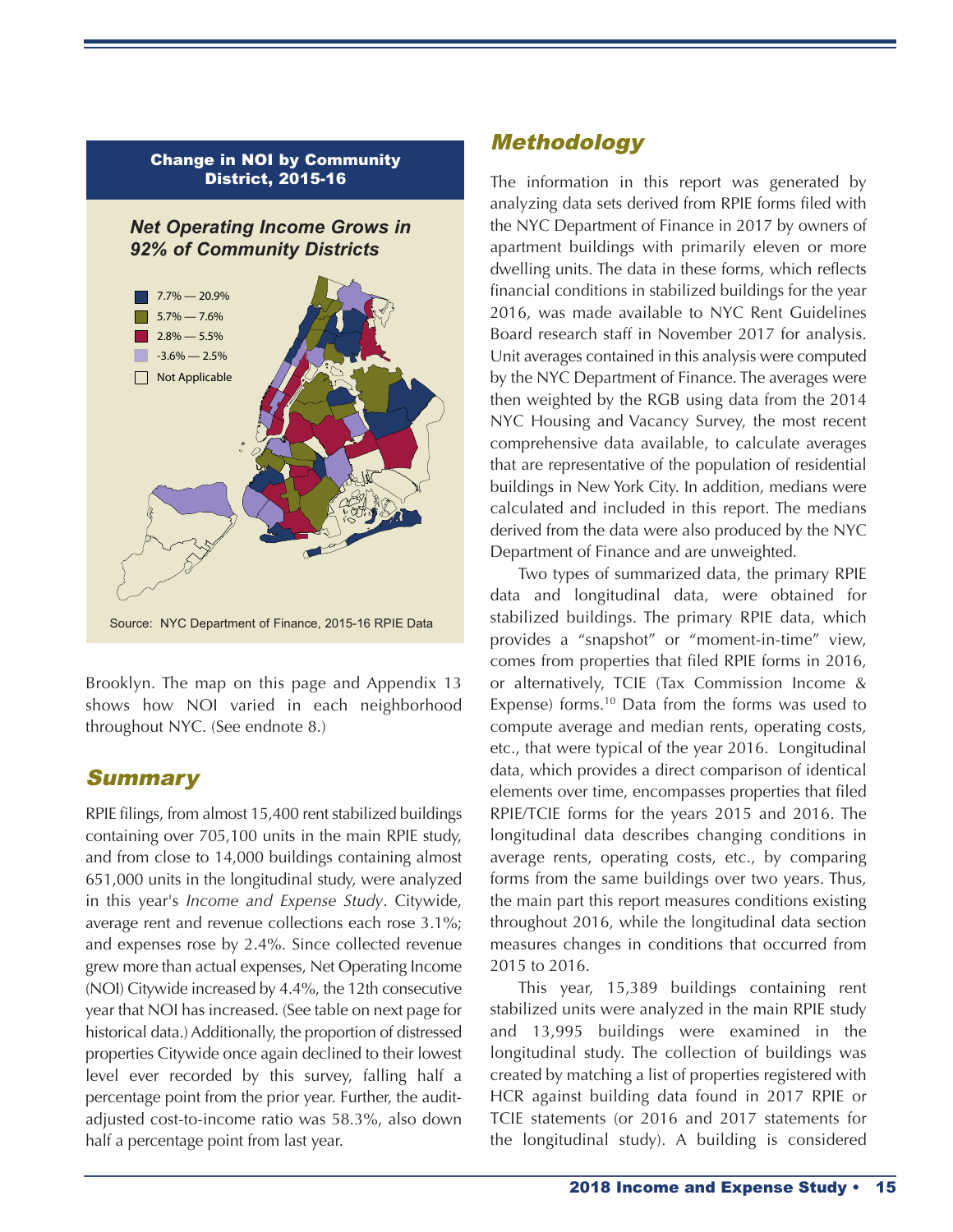**Change in NOI by Community District, 2015-16**

*Net Operating Income Grows in 92% of Community Districts*

- 7.7% — 20.9%
- 5.7% — 7.6%
- 2.8% — 5.5%
- -3.6% — 2.5%
- Not Applicable

Source: NYC Department of Finance, 2015-16 RPIE Data

Brooklyn. The map on this page and Appendix 13 shows how NOI varied in each neighborhood throughout NYC. (See endnote 8.)

## Summary

RPIE filings, from almost 15,400 rent stabilized buildings containing over 705,100 units in the main RPIE study, and from close to 14,000 buildings containing almost 651,000 units in the longitudinal study, were analyzed in this year's *Income and Expense Study*. Citywide, average rent and revenue collections each rose 3.1%; and expenses rose by 2.4%. Since collected revenue grew more than actual expenses, Net Operating Income (NOI) Citywide increased by 4.4%, the 12th consecutive year that NOI has increased. (See table on next page for historical data.) Additionally, the proportion of distressed properties Citywide once again declined to their lowest level ever recorded by this survey, falling half a percentage point from the prior year. Further, the audit-adjusted cost-to-income ratio was 58.3%, also down half a percentage point from last year.

## Methodology

The information in this report was generated by analyzing data sets derived from RPIE forms filed with the NYC Department of Finance in 2017 by owners of apartment buildings with primarily eleven or more dwelling units. The data in these forms, which reflects financial conditions in stabilized buildings for the year 2016, was made available to NYC Rent Guidelines Board research staff in November 2017 for analysis. Unit averages contained in this analysis were computed by the NYC Department of Finance. The averages were then weighted by the RGB using data from the 2014 NYC Housing and Vacancy Survey, the most recent comprehensive data available, to calculate averages that are representative of the population of residential buildings in New York City. In addition, medians were calculated and included in this report. The medians derived from the data were also produced by the NYC Department of Finance and are unweighted.

Two types of summarized data, the primary RPIE data and longitudinal data, were obtained for stabilized buildings. The primary RPIE data, which provides a "snapshot" or "moment-in-time" view, comes from properties that filed RPIE forms in 2016, or alternatively, TCIE (Tax Commission Income & Expense) forms.[10] Data from the forms was used to compute average and median rents, operating costs, etc., that were typical of the year 2016. Longitudinal data, which provides a direct comparison of identical elements over time, encompasses properties that filed RPIE/TCIE forms for the years 2015 and 2016. The longitudinal data describes changing conditions in average rents, operating costs, etc., by comparing forms from the same buildings over two years. Thus, the main part this report measures conditions existing throughout 2016, while the longitudinal data section measures changes in conditions that occurred from 2015 to 2016.

This year, 15,389 buildings containing rent stabilized units were analyzed in the main RPIE study and 13,995 buildings were examined in the longitudinal study. The collection of buildings was created by matching a list of properties registered with HCR against building data found in 2017 RPIE or TCIE statements (or 2016 and 2017 statements for the longitudinal study). A building is considered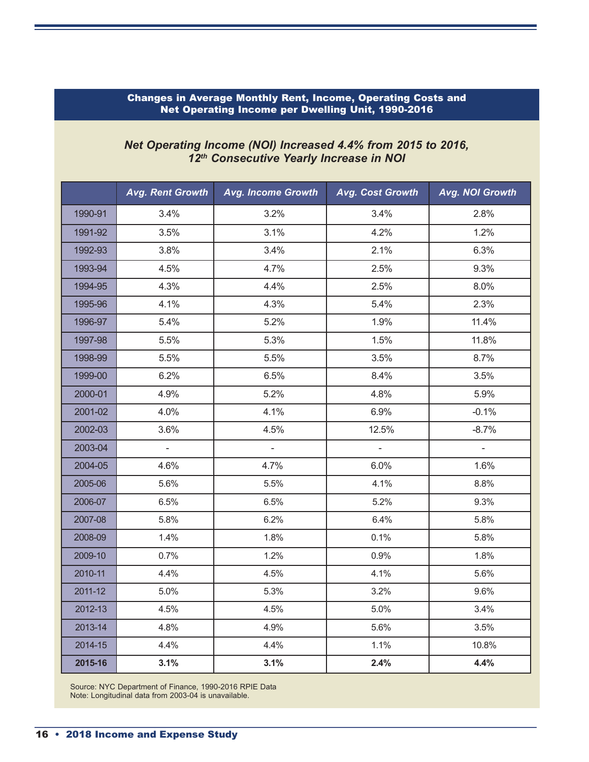## Changes in Average Monthly Rent, Income, Operating Costs and Net Operating Income per Dwelling Unit, 1990-2016

### *Net Operating Income (NOI) Increased 4.4% from 2015 to 2016, 12th Consecutive Yearly Increase in NOI*

| | Avg. Rent Growth | Avg. Income Growth | Avg. Cost Growth | Avg. NOI Growth |
|---|---|---|---|---|
| 1990-91 | 3.4% | 3.2% | 3.4% | 2.8% |
| 1991-92 | 3.5% | 3.1% | 4.2% | 1.2% |
| 1992-93 | 3.8% | 3.4% | 2.1% | 6.3% |
| 1993-94 | 4.5% | 4.7% | 2.5% | 9.3% |
| 1994-95 | 4.3% | 4.4% | 2.5% | 8.0% |
| 1995-96 | 4.1% | 4.3% | 5.4% | 2.3% |
| 1996-97 | 5.4% | 5.2% | 1.9% | 11.4% |
| 1997-98 | 5.5% | 5.3% | 1.5% | 11.8% |
| 1998-99 | 5.5% | 5.5% | 3.5% | 8.7% |
| 1999-00 | 6.2% | 6.5% | 8.4% | 3.5% |
| 2000-01 | 4.9% | 5.2% | 4.8% | 5.9% |
| 2001-02 | 4.0% | 4.1% | 6.9% | -0.1% |
| 2002-03 | 3.6% | 4.5% | 12.5% | -8.7% |
| 2003-04 | - | - | - | - |
| 2004-05 | 4.6% | 4.7% | 6.0% | 1.6% |
| 2005-06 | 5.6% | 5.5% | 4.1% | 8.8% |
| 2006-07 | 6.5% | 6.5% | 5.2% | 9.3% |
| 2007-08 | 5.8% | 6.2% | 6.4% | 5.8% |
| 2008-09 | 1.4% | 1.8% | 0.1% | 5.8% |
| 2009-10 | 0.7% | 1.2% | 0.9% | 1.8% |
| 2010-11 | 4.4% | 4.5% | 4.1% | 5.6% |
| 2011-12 | 5.0% | 5.3% | 3.2% | 9.6% |
| 2012-13 | 4.5% | 4.5% | 5.0% | 3.4% |
| 2013-14 | 4.8% | 4.9% | 5.6% | 3.5% |
| 2014-15 | 4.4% | 4.4% | 1.1% | 10.8% |
| **2015-16** | **3.1%** | **3.1%** | **2.4%** | **4.4%** |

Source: NYC Department of Finance, 1990-2016 RPIE Data
Note: Longitudinal data from 2003-04 is unavailable.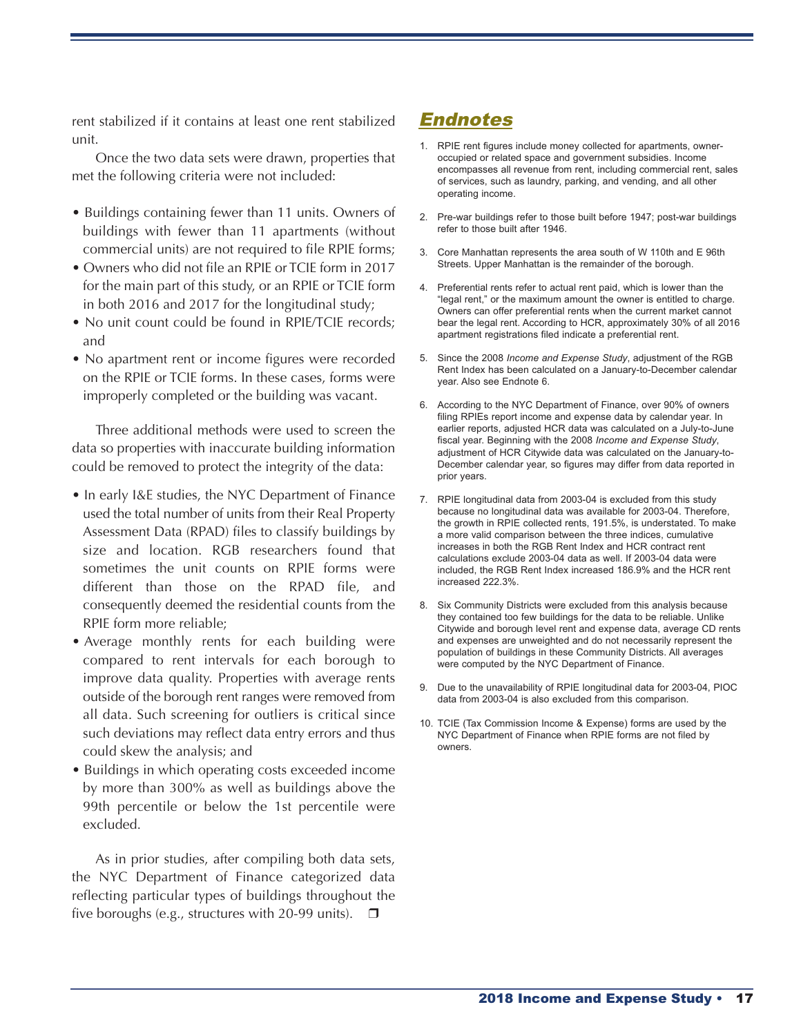rent stabilized if it contains at least one rent stabilized unit.

Once the two data sets were drawn, properties that met the following criteria were not included:

- Buildings containing fewer than 11 units. Owners of buildings with fewer than 11 apartments (without commercial units) are not required to file RPIE forms;
- Owners who did not file an RPIE or TCIE form in 2017 for the main part of this study, or an RPIE or TCIE form in both 2016 and 2017 for the longitudinal study;
- No unit count could be found in RPIE/TCIE records; and
- No apartment rent or income figures were recorded on the RPIE or TCIE forms. In these cases, forms were improperly completed or the building was vacant.

Three additional methods were used to screen the data so properties with inaccurate building information could be removed to protect the integrity of the data:

- In early I&E studies, the NYC Department of Finance used the total number of units from their Real Property Assessment Data (RPAD) files to classify buildings by size and location. RGB researchers found that sometimes the unit counts on RPIE forms were different than those on the RPAD file, and consequently deemed the residential counts from the RPIE form more reliable;
- Average monthly rents for each building were compared to rent intervals for each borough to improve data quality. Properties with average rents outside of the borough rent ranges were removed from all data. Such screening for outliers is critical since such deviations may reflect data entry errors and thus could skew the analysis; and
- Buildings in which operating costs exceeded income by more than 300% as well as buildings above the 99th percentile or below the 1st percentile were excluded.

As in prior studies, after compiling both data sets, the NYC Department of Finance categorized data reflecting particular types of buildings throughout the five boroughs (e.g., structures with 20-99 units). ❒

## Endnotes

1. RPIE rent figures include money collected for apartments, owner-occupied or related space and government subsidies. Income encompasses all revenue from rent, including commercial rent, sales of services, such as laundry, parking, and vending, and all other operating income.
2. Pre-war buildings refer to those built before 1947; post-war buildings refer to those built after 1946.
3. Core Manhattan represents the area south of W 110th and E 96th Streets. Upper Manhattan is the remainder of the borough.
4. Preferential rents refer to actual rent paid, which is lower than the "legal rent," or the maximum amount the owner is entitled to charge. Owners can offer preferential rents when the current market cannot bear the legal rent. According to HCR, approximately 30% of all 2016 apartment registrations filed indicate a preferential rent.
5. Since the 2008 *Income and Expense Study*, adjustment of the RGB Rent Index has been calculated on a January-to-December calendar year. Also see Endnote 6.
6. According to the NYC Department of Finance, over 90% of owners filing RPIEs report income and expense data by calendar year. In earlier reports, adjusted HCR data was calculated on a July-to-June fiscal year. Beginning with the 2008 *Income and Expense Study*, adjustment of HCR Citywide data was calculated on the January-to-December calendar year, so figures may differ from data reported in prior years.
7. RPIE longitudinal data from 2003-04 is excluded from this study because no longitudinal data was available for 2003-04. Therefore, the growth in RPIE collected rents, 191.5%, is understated. To make a more valid comparison between the three indices, cumulative increases in both the RGB Rent Index and HCR contract rent calculations exclude 2003-04 data as well. If 2003-04 data were included, the RGB Rent Index increased 186.9% and the HCR rent increased 222.3%.
8. Six Community Districts were excluded from this analysis because they contained too few buildings for the data to be reliable. Unlike Citywide and borough level rent and expense data, average CD rents and expenses are unweighted and do not necessarily represent the population of buildings in these Community Districts. All averages were computed by the NYC Department of Finance.
9. Due to the unavailability of RPIE longitudinal data for 2003-04, PIOC data from 2003-04 is also excluded from this comparison.
10. TCIE (Tax Commission Income & Expense) forms are used by the NYC Department of Finance when RPIE forms are not filed by owners.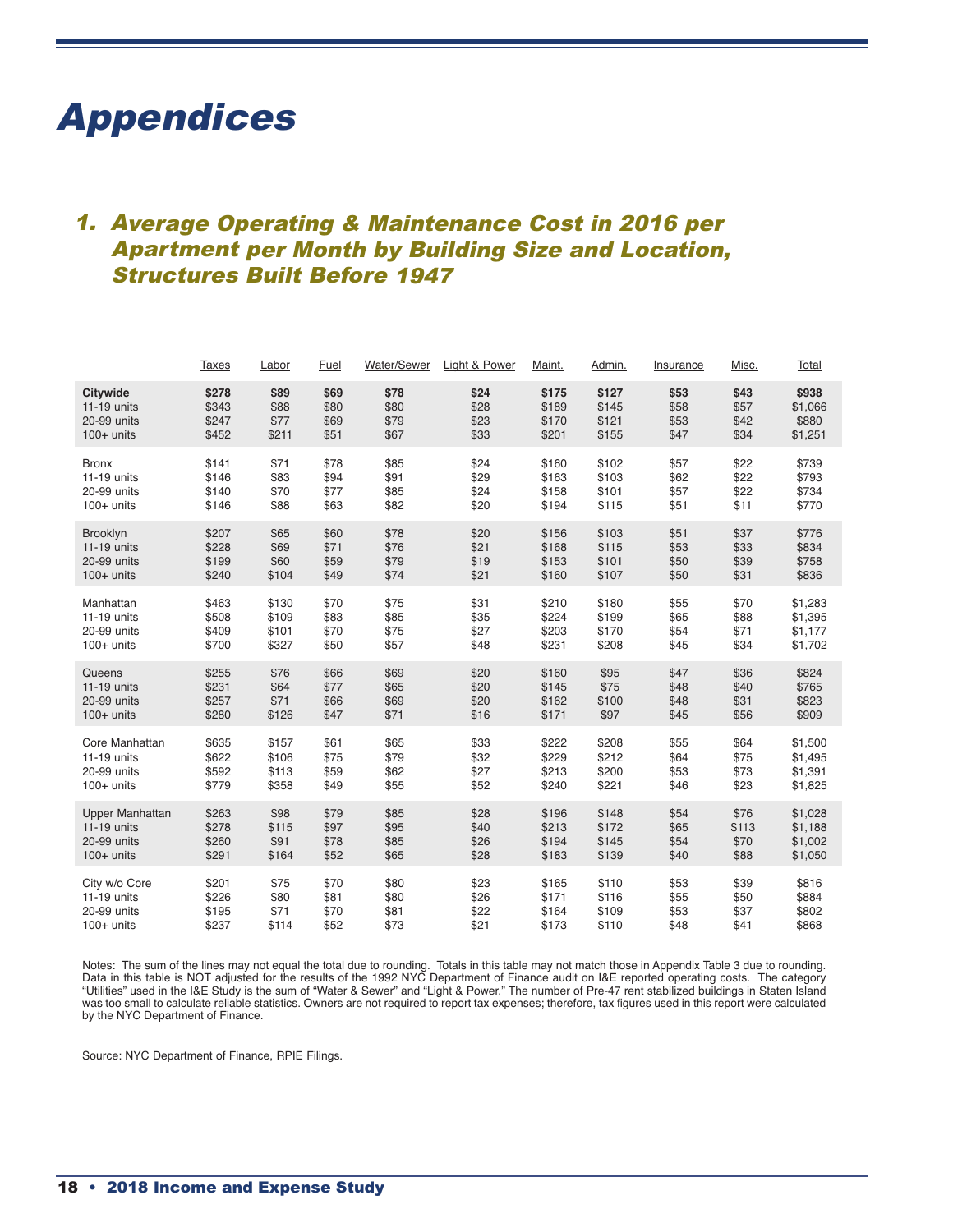# Appendices

## 1. Average Operating & Maintenance Cost in 2016 per Apartment per Month by Building Size and Location, Structures Built Before 1947

| | Taxes | Labor | Fuel | Water/Sewer | Light & Power | Maint. | Admin. | Insurance | Misc. | Total |
|---|---|---|---|---|---|---|---|---|---|---|
| **Citywide** | **$278** | **$89** | **$69** | **$78** | **$24** | **$175** | **$127** | **$53** | **$43** | **$938** |
| 11-19 units | $343 | $88 | $80 | $80 | $28 | $189 | $145 | $58 | $57 | $1,066 |
| 20-99 units | $247 | $77 | $69 | $79 | $23 | $170 | $121 | $53 | $42 | $880 |
| 100+ units | $452 | $211 | $51 | $67 | $33 | $201 | $155 | $47 | $34 | $1,251 |
| Bronx | $141 | $71 | $78 | $85 | $24 | $160 | $102 | $57 | $22 | $739 |
| 11-19 units | $146 | $83 | $94 | $91 | $29 | $163 | $103 | $62 | $22 | $793 |
| 20-99 units | $140 | $70 | $77 | $85 | $24 | $158 | $101 | $57 | $22 | $734 |
| 100+ units | $146 | $88 | $63 | $82 | $20 | $194 | $115 | $51 | $11 | $770 |
| Brooklyn | $207 | $65 | $60 | $78 | $20 | $156 | $103 | $51 | $37 | $776 |
| 11-19 units | $228 | $69 | $71 | $76 | $21 | $168 | $115 | $53 | $33 | $834 |
| 20-99 units | $199 | $60 | $59 | $79 | $19 | $153 | $101 | $50 | $39 | $758 |
| 100+ units | $240 | $104 | $49 | $74 | $21 | $160 | $107 | $50 | $31 | $836 |
| Manhattan | $463 | $130 | $70 | $75 | $31 | $210 | $180 | $55 | $70 | $1,283 |
| 11-19 units | $508 | $109 | $83 | $85 | $35 | $224 | $199 | $65 | $88 | $1,395 |
| 20-99 units | $409 | $101 | $70 | $75 | $27 | $203 | $170 | $54 | $71 | $1,177 |
| 100+ units | $700 | $327 | $50 | $57 | $48 | $231 | $208 | $45 | $34 | $1,702 |
| Queens | $255 | $76 | $66 | $69 | $20 | $160 | $95 | $47 | $36 | $824 |
| 11-19 units | $231 | $64 | $77 | $65 | $20 | $145 | $75 | $48 | $40 | $765 |
| 20-99 units | $257 | $71 | $66 | $69 | $20 | $162 | $100 | $48 | $31 | $823 |
| 100+ units | $280 | $126 | $47 | $71 | $16 | $171 | $97 | $45 | $56 | $909 |
| Core Manhattan | $635 | $157 | $61 | $65 | $33 | $222 | $208 | $55 | $64 | $1,500 |
| 11-19 units | $622 | $106 | $75 | $79 | $32 | $229 | $212 | $64 | $75 | $1,495 |
| 20-99 units | $592 | $113 | $59 | $62 | $27 | $213 | $200 | $53 | $73 | $1,391 |
| 100+ units | $779 | $358 | $49 | $55 | $52 | $240 | $221 | $46 | $23 | $1,825 |
| Upper Manhattan | $263 | $98 | $79 | $85 | $28 | $196 | $148 | $54 | $76 | $1,028 |
| 11-19 units | $278 | $115 | $97 | $95 | $40 | $213 | $172 | $65 | $113 | $1,188 |
| 20-99 units | $260 | $91 | $78 | $85 | $26 | $194 | $145 | $54 | $70 | $1,002 |
| 100+ units | $291 | $164 | $52 | $65 | $28 | $183 | $139 | $40 | $88 | $1,050 |
| City w/o Core | $201 | $75 | $70 | $80 | $23 | $165 | $110 | $53 | $39 | $816 |
| 11-19 units | $226 | $80 | $81 | $80 | $26 | $171 | $116 | $55 | $50 | $884 |
| 20-99 units | $195 | $71 | $70 | $81 | $22 | $164 | $109 | $53 | $37 | $802 |
| 100+ units | $237 | $114 | $52 | $73 | $21 | $173 | $110 | $48 | $41 | $868 |

Notes: The sum of the lines may not equal the total due to rounding. Totals in this table may not match those in Appendix Table 3 due to rounding. Data in this table is NOT adjusted for the results of the 1992 NYC Department of Finance audit on I&E reported operating costs. The category "Utilities" used in the I&E Study is the sum of "Water & Sewer" and "Light & Power." The number of Pre-47 rent stabilized buildings in Staten Island was too small to calculate reliable statistics. Owners are not required to report tax expenses; therefore, tax figures used in this report were calculated by the NYC Department of Finance.

Source: NYC Department of Finance, RPIE Filings.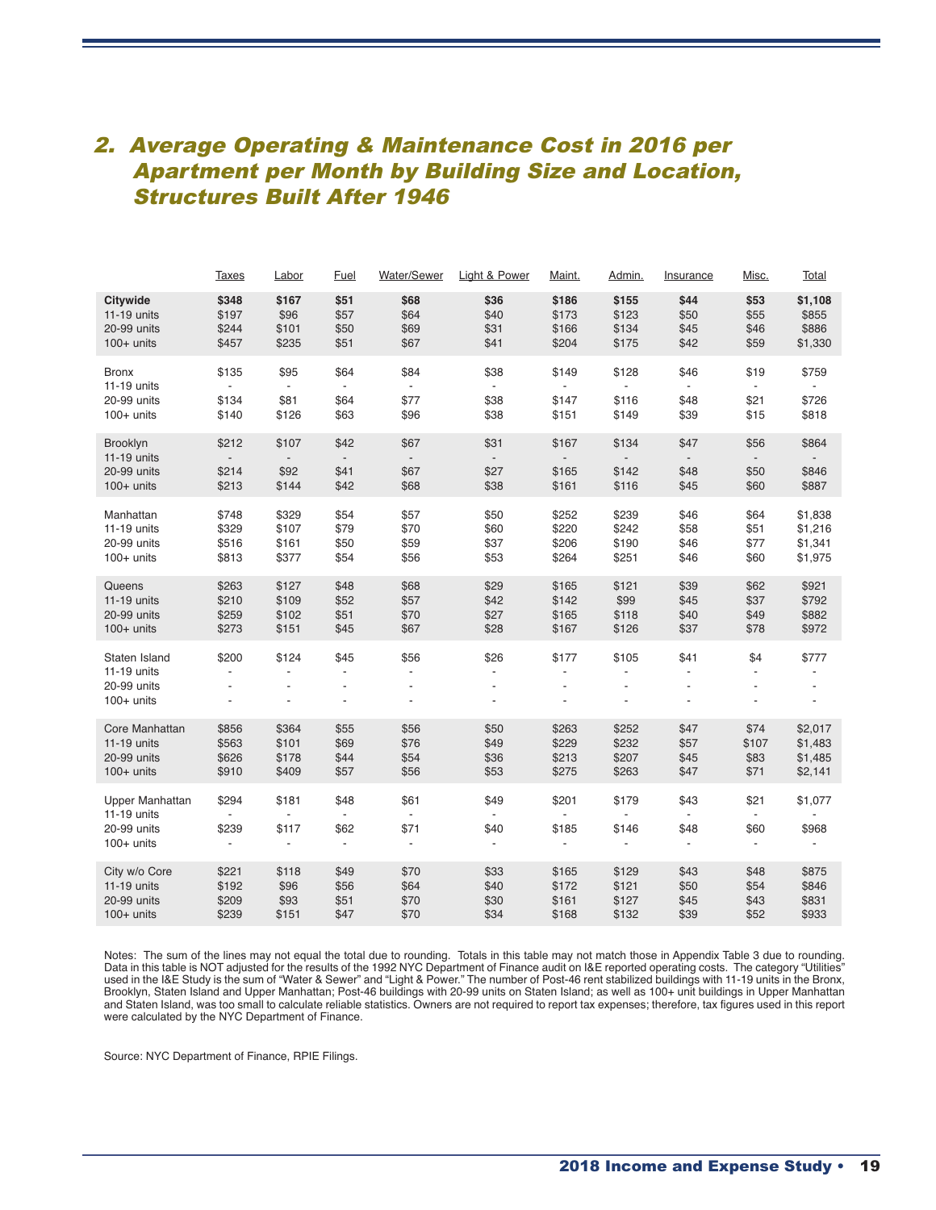## 2. Average Operating & Maintenance Cost in 2016 per Apartment per Month by Building Size and Location, Structures Built After 1946

| | Taxes | Labor | Fuel | Water/Sewer | Light & Power | Maint. | Admin. | Insurance | Misc. | Total |
|---|---|---|---|---|---|---|---|---|---|---|
| **Citywide** | **$348** | **$167** | **$51** | **$68** | **$36** | **$186** | **$155** | **$44** | **$53** | **$1,108** |
| 11-19 units | $197 | $96 | $57 | $64 | $40 | $173 | $123 | $50 | $55 | $855 |
| 20-99 units | $244 | $101 | $50 | $69 | $31 | $166 | $134 | $45 | $46 | $886 |
| 100+ units | $457 | $235 | $51 | $67 | $41 | $204 | $175 | $42 | $59 | $1,330 |
| Bronx | $135 | $95 | $64 | $84 | $38 | $149 | $128 | $46 | $19 | $759 |
| 11-19 units | - | - | - | - | - | - | - | - | - | - |
| 20-99 units | $134 | $81 | $64 | $77 | $38 | $147 | $116 | $48 | $21 | $726 |
| 100+ units | $140 | $126 | $63 | $96 | $38 | $151 | $149 | $39 | $15 | $818 |
| Brooklyn | $212 | $107 | $42 | $67 | $31 | $167 | $134 | $47 | $56 | $864 |
| 11-19 units | - | - | - | - | - | - | - | - | - | - |
| 20-99 units | $214 | $92 | $41 | $67 | $27 | $165 | $142 | $48 | $50 | $846 |
| 100+ units | $213 | $144 | $42 | $68 | $38 | $161 | $116 | $45 | $60 | $887 |
| Manhattan | $748 | $329 | $54 | $57 | $50 | $252 | $239 | $46 | $64 | $1,838 |
| 11-19 units | $329 | $107 | $79 | $70 | $60 | $220 | $242 | $58 | $51 | $1,216 |
| 20-99 units | $516 | $161 | $50 | $59 | $37 | $206 | $190 | $46 | $77 | $1,341 |
| 100+ units | $813 | $377 | $54 | $56 | $53 | $264 | $251 | $46 | $60 | $1,975 |
| Queens | $263 | $127 | $48 | $68 | $29 | $165 | $121 | $39 | $62 | $921 |
| 11-19 units | $210 | $109 | $52 | $57 | $42 | $142 | $99 | $45 | $37 | $792 |
| 20-99 units | $259 | $102 | $51 | $70 | $27 | $165 | $118 | $40 | $49 | $882 |
| 100+ units | $273 | $151 | $45 | $67 | $28 | $167 | $126 | $37 | $78 | $972 |
| Staten Island | $200 | $124 | $45 | $56 | $26 | $177 | $105 | $41 | $4 | $777 |
| 11-19 units | - | - | - | - | - | - | - | - | - | - |
| 20-99 units | - | - | - | - | - | - | - | - | - | - |
| 100+ units | - | - | - | - | - | - | - | - | - | - |
| Core Manhattan | $856 | $364 | $55 | $56 | $50 | $263 | $252 | $47 | $74 | $2,017 |
| 11-19 units | $563 | $101 | $69 | $76 | $49 | $229 | $232 | $57 | $107 | $1,483 |
| 20-99 units | $626 | $178 | $44 | $54 | $36 | $213 | $207 | $45 | $83 | $1,485 |
| 100+ units | $910 | $409 | $57 | $56 | $53 | $275 | $263 | $47 | $71 | $2,141 |
| Upper Manhattan | $294 | $181 | $48 | $61 | $49 | $201 | $179 | $43 | $21 | $1,077 |
| 11-19 units | - | - | - | - | - | - | - | - | - | - |
| 20-99 units | $239 | $117 | $62 | $71 | $40 | $185 | $146 | $48 | $60 | $968 |
| 100+ units | - | - | - | - | - | - | - | - | - | - |
| City w/o Core | $221 | $118 | $49 | $70 | $33 | $165 | $129 | $43 | $48 | $875 |
| 11-19 units | $192 | $96 | $56 | $64 | $40 | $172 | $121 | $50 | $54 | $846 |
| 20-99 units | $209 | $93 | $51 | $70 | $30 | $161 | $127 | $45 | $43 | $831 |
| 100+ units | $239 | $151 | $47 | $70 | $34 | $168 | $132 | $39 | $52 | $933 |

Notes: The sum of the lines may not equal the total due to rounding. Totals in this table may not match those in Appendix Table 3 due to rounding. Data in this table is NOT adjusted for the results of the 1992 NYC Department of Finance audit on I&E reported operating costs. The category "Utilities" used in the I&E Study is the sum of "Water & Sewer" and "Light & Power." The number of Post-46 rent stabilized buildings with 11-19 units in the Bronx, Brooklyn, Staten Island and Upper Manhattan; Post-46 buildings with 20-99 units on Staten Island; as well as 100+ unit buildings in Upper Manhattan and Staten Island, was too small to calculate reliable statistics. Owners are not required to report tax expenses; therefore, tax figures used in this report were calculated by the NYC Department of Finance.

Source: NYC Department of Finance, RPIE Filings.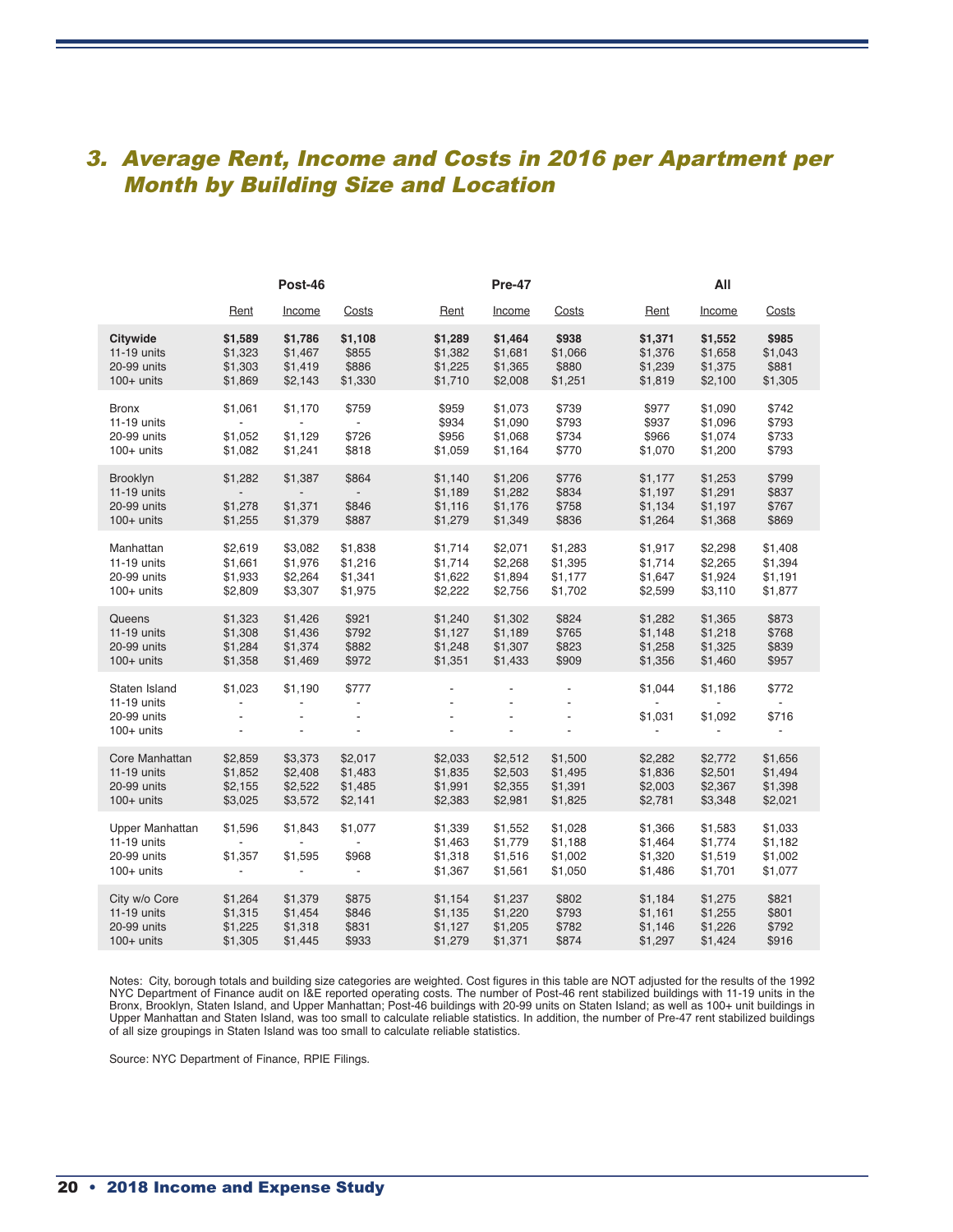## 3. Average Rent, Income and Costs in 2016 per Apartment per Month by Building Size and Location

| | Post-46 | | | Pre-47 | | | All | | |
|---|---|---|---|---|---|---|---|---|---|
| | Rent | Income | Costs | Rent | Income | Costs | Rent | Income | Costs |
| **Citywide** | **$1,589** | **$1,786** | **$1,108** | **$1,289** | **$1,464** | **$938** | **$1,371** | **$1,552** | **$985** |
| 11-19 units | $1,323 | $1,467 | $855 | $1,382 | $1,681 | $1,066 | $1,376 | $1,658 | $1,043 |
| 20-99 units | $1,303 | $1,419 | $886 | $1,225 | $1,365 | $880 | $1,239 | $1,375 | $881 |
| 100+ units | $1,869 | $2,143 | $1,330 | $1,710 | $2,008 | $1,251 | $1,819 | $2,100 | $1,305 |
| Bronx | $1,061 | $1,170 | $759 | $959 | $1,073 | $739 | $977 | $1,090 | $742 |
| 11-19 units | - | - | - | $934 | $1,090 | $793 | $937 | $1,096 | $793 |
| 20-99 units | $1,052 | $1,129 | $726 | $956 | $1,068 | $734 | $966 | $1,074 | $733 |
| 100+ units | $1,082 | $1,241 | $818 | $1,059 | $1,164 | $770 | $1,070 | $1,200 | $793 |
| Brooklyn | $1,282 | $1,387 | $864 | $1,140 | $1,206 | $776 | $1,177 | $1,253 | $799 |
| 11-19 units | - | - | - | $1,189 | $1,282 | $834 | $1,197 | $1,291 | $837 |
| 20-99 units | $1,278 | $1,371 | $846 | $1,116 | $1,176 | $758 | $1,134 | $1,197 | $767 |
| 100+ units | $1,255 | $1,379 | $887 | $1,279 | $1,349 | $836 | $1,264 | $1,368 | $869 |
| Manhattan | $2,619 | $3,082 | $1,838 | $1,714 | $2,071 | $1,283 | $1,917 | $2,298 | $1,408 |
| 11-19 units | $1,661 | $1,976 | $1,216 | $1,714 | $2,268 | $1,395 | $1,714 | $2,265 | $1,394 |
| 20-99 units | $1,933 | $2,264 | $1,341 | $1,622 | $1,894 | $1,177 | $1,647 | $1,924 | $1,191 |
| 100+ units | $2,809 | $3,307 | $1,975 | $2,222 | $2,756 | $1,702 | $2,599 | $3,110 | $1,877 |
| Queens | $1,323 | $1,426 | $921 | $1,240 | $1,302 | $824 | $1,282 | $1,365 | $873 |
| 11-19 units | $1,308 | $1,436 | $792 | $1,127 | $1,189 | $765 | $1,148 | $1,218 | $768 |
| 20-99 units | $1,284 | $1,374 | $882 | $1,248 | $1,307 | $823 | $1,258 | $1,325 | $839 |
| 100+ units | $1,358 | $1,469 | $972 | $1,351 | $1,433 | $909 | $1,356 | $1,460 | $957 |
| Staten Island | $1,023 | $1,190 | $777 | - | - | - | $1,044 | $1,186 | $772 |
| 11-19 units | - | - | - | - | - | - | - | - | - |
| 20-99 units | - | - | - | - | - | - | $1,031 | $1,092 | $716 |
| 100+ units | - | - | - | - | - | - | - | - | - |
| Core Manhattan | $2,859 | $3,373 | $2,017 | $2,033 | $2,512 | $1,500 | $2,282 | $2,772 | $1,656 |
| 11-19 units | $1,852 | $2,408 | $1,483 | $1,835 | $2,503 | $1,495 | $1,836 | $2,501 | $1,494 |
| 20-99 units | $2,155 | $2,522 | $1,485 | $1,991 | $2,355 | $1,391 | $2,003 | $2,367 | $1,398 |
| 100+ units | $3,025 | $3,572 | $2,141 | $2,383 | $2,981 | $1,825 | $2,781 | $3,348 | $2,021 |
| Upper Manhattan | $1,596 | $1,843 | $1,077 | $1,339 | $1,552 | $1,028 | $1,366 | $1,583 | $1,033 |
| 11-19 units | - | - | - | $1,463 | $1,779 | $1,188 | $1,464 | $1,774 | $1,182 |
| 20-99 units | $1,357 | $1,595 | $968 | $1,318 | $1,516 | $1,002 | $1,320 | $1,519 | $1,002 |
| 100+ units | - | - | - | $1,367 | $1,561 | $1,050 | $1,486 | $1,701 | $1,077 |
| City w/o Core | $1,264 | $1,379 | $875 | $1,154 | $1,237 | $802 | $1,184 | $1,275 | $821 |
| 11-19 units | $1,315 | $1,454 | $846 | $1,135 | $1,220 | $793 | $1,161 | $1,255 | $801 |
| 20-99 units | $1,225 | $1,318 | $831 | $1,127 | $1,205 | $782 | $1,146 | $1,226 | $792 |
| 100+ units | $1,305 | $1,445 | $933 | $1,279 | $1,371 | $874 | $1,297 | $1,424 | $916 |

Notes: City, borough totals and building size categories are weighted. Cost figures in this table are NOT adjusted for the results of the 1992 NYC Department of Finance audit on I&E reported operating costs. The number of Post-46 rent stabilized buildings with 11-19 units in the Bronx, Brooklyn, Staten Island, and Upper Manhattan; Post-46 buildings with 20-99 units on Staten Island; as well as 100+ unit buildings in Upper Manhattan and Staten Island, was too small to calculate reliable statistics. In addition, the number of Pre-47 rent stabilized buildings of all size groupings in Staten Island was too small to calculate reliable statistics.

Source: NYC Department of Finance, RPIE Filings.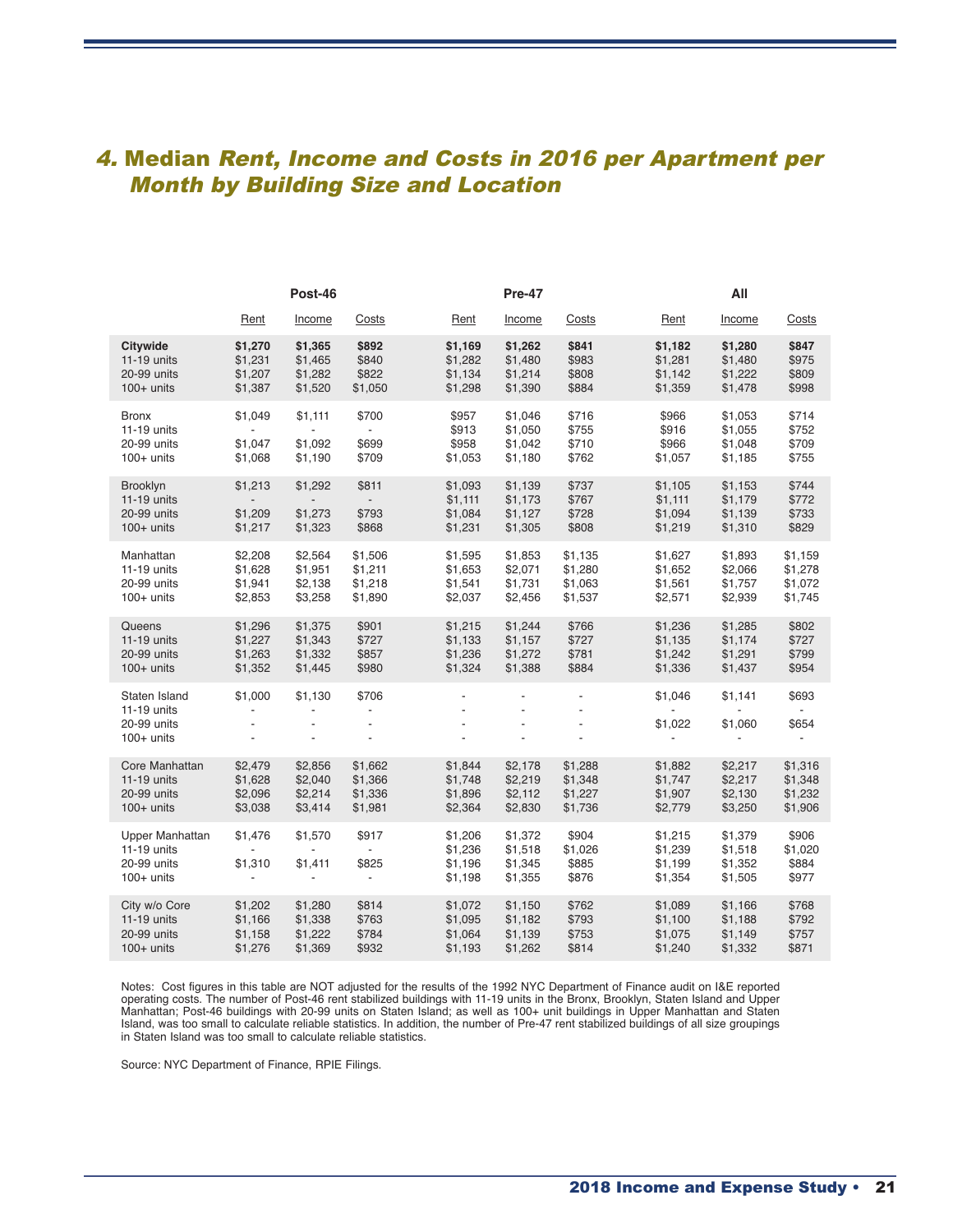## 4. Median *Rent, Income and Costs in 2016 per Apartment per Month by Building Size and Location*

| | Post-46 | | | Pre-47 | | | All | | |
|---|---|---|---|---|---|---|---|---|---|
| | Rent | Income | Costs | Rent | Income | Costs | Rent | Income | Costs |
| **Citywide** | **$1,270** | **$1,365** | **$892** | **$1,169** | **$1,262** | **$841** | **$1,182** | **$1,280** | **$847** |
| 11-19 units | $1,231 | $1,465 | $840 | $1,282 | $1,480 | $983 | $1,281 | $1,480 | $975 |
| 20-99 units | $1,207 | $1,282 | $822 | $1,134 | $1,214 | $808 | $1,142 | $1,222 | $809 |
| 100+ units | $1,387 | $1,520 | $1,050 | $1,298 | $1,390 | $884 | $1,359 | $1,478 | $998 |
| Bronx | $1,049 | $1,111 | $700 | $957 | $1,046 | $716 | $966 | $1,053 | $714 |
| 11-19 units | - | - | - | $913 | $1,050 | $755 | $916 | $1,055 | $752 |
| 20-99 units | $1,047 | $1,092 | $699 | $958 | $1,042 | $710 | $966 | $1,048 | $709 |
| 100+ units | $1,068 | $1,190 | $709 | $1,053 | $1,180 | $762 | $1,057 | $1,185 | $755 |
| Brooklyn | $1,213 | $1,292 | $811 | $1,093 | $1,139 | $737 | $1,105 | $1,153 | $744 |
| 11-19 units | - | - | - | $1,111 | $1,173 | $767 | $1,111 | $1,179 | $772 |
| 20-99 units | $1,209 | $1,273 | $793 | $1,084 | $1,127 | $728 | $1,094 | $1,139 | $733 |
| 100+ units | $1,217 | $1,323 | $868 | $1,231 | $1,305 | $808 | $1,219 | $1,310 | $829 |
| Manhattan | $2,208 | $2,564 | $1,506 | $1,595 | $1,853 | $1,135 | $1,627 | $1,893 | $1,159 |
| 11-19 units | $1,628 | $1,951 | $1,211 | $1,653 | $2,071 | $1,280 | $1,652 | $2,066 | $1,278 |
| 20-99 units | $1,941 | $2,138 | $1,218 | $1,541 | $1,731 | $1,063 | $1,561 | $1,757 | $1,072 |
| 100+ units | $2,853 | $3,258 | $1,890 | $2,037 | $2,456 | $1,537 | $2,571 | $2,939 | $1,745 |
| Queens | $1,296 | $1,375 | $901 | $1,215 | $1,244 | $766 | $1,236 | $1,285 | $802 |
| 11-19 units | $1,227 | $1,343 | $727 | $1,133 | $1,157 | $727 | $1,135 | $1,174 | $727 |
| 20-99 units | $1,263 | $1,332 | $857 | $1,236 | $1,272 | $781 | $1,242 | $1,291 | $799 |
| 100+ units | $1,352 | $1,445 | $980 | $1,324 | $1,388 | $884 | $1,336 | $1,437 | $954 |
| Staten Island | $1,000 | $1,130 | $706 | - | - | - | $1,046 | $1,141 | $693 |
| 11-19 units | - | - | - | - | - | - | - | - | - |
| 20-99 units | - | - | - | - | - | - | $1,022 | $1,060 | $654 |
| 100+ units | - | - | - | - | - | - | - | - | - |
| Core Manhattan | $2,479 | $2,856 | $1,662 | $1,844 | $2,178 | $1,288 | $1,882 | $2,217 | $1,316 |
| 11-19 units | $1,628 | $2,040 | $1,366 | $1,748 | $2,219 | $1,348 | $1,747 | $2,217 | $1,348 |
| 20-99 units | $2,096 | $2,214 | $1,336 | $1,896 | $2,112 | $1,227 | $1,907 | $2,130 | $1,232 |
| 100+ units | $3,038 | $3,414 | $1,981 | $2,364 | $2,830 | $1,736 | $2,779 | $3,250 | $1,906 |
| Upper Manhattan | $1,476 | $1,570 | $917 | $1,206 | $1,372 | $904 | $1,215 | $1,379 | $906 |
| 11-19 units | - | - | - | $1,236 | $1,518 | $1,026 | $1,239 | $1,518 | $1,020 |
| 20-99 units | $1,310 | $1,411 | $825 | $1,196 | $1,345 | $885 | $1,199 | $1,352 | $884 |
| 100+ units | - | - | - | $1,198 | $1,355 | $876 | $1,354 | $1,505 | $977 |
| City w/o Core | $1,202 | $1,280 | $814 | $1,072 | $1,150 | $762 | $1,089 | $1,166 | $768 |
| 11-19 units | $1,166 | $1,338 | $763 | $1,095 | $1,182 | $793 | $1,100 | $1,188 | $792 |
| 20-99 units | $1,158 | $1,222 | $784 | $1,064 | $1,139 | $753 | $1,075 | $1,149 | $757 |
| 100+ units | $1,276 | $1,369 | $932 | $1,193 | $1,262 | $814 | $1,240 | $1,332 | $871 |

Notes: Cost figures in this table are NOT adjusted for the results of the 1992 NYC Department of Finance audit on I&E reported operating costs. The number of Post-46 rent stabilized buildings with 11-19 units in the Bronx, Brooklyn, Staten Island and Upper Manhattan; Post-46 buildings with 20-99 units on Staten Island; as well as 100+ unit buildings in Upper Manhattan and Staten Island, was too small to calculate reliable statistics. In addition, the number of Pre-47 rent stabilized buildings of all size groupings in Staten Island was too small to calculate reliable statistics.

Source: NYC Department of Finance, RPIE Filings.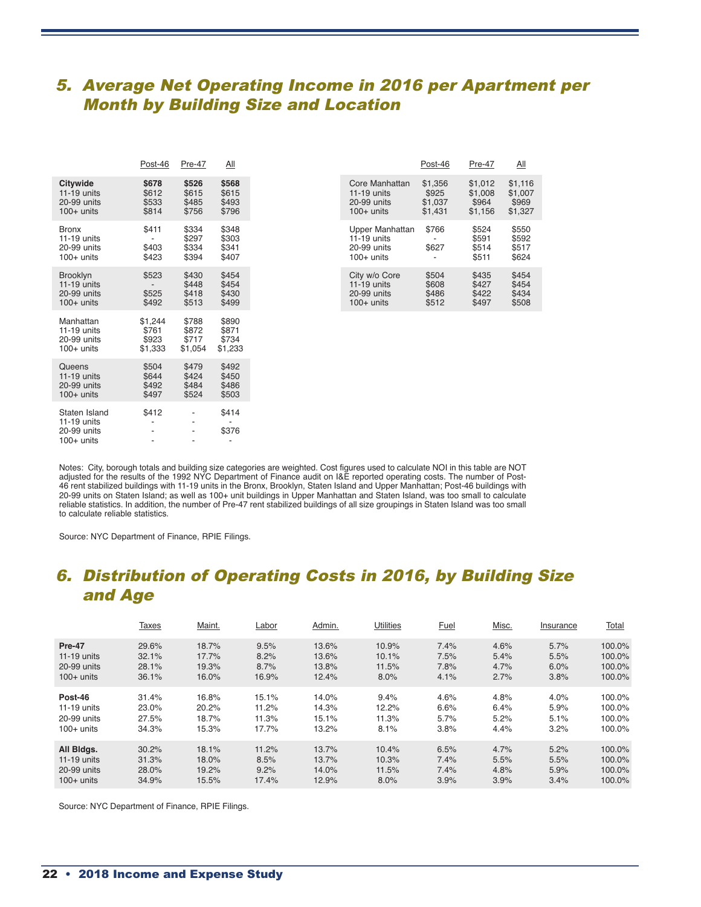## 5. Average Net Operating Income in 2016 per Apartment per Month by Building Size and Location

| | Post-46 | Pre-47 | All |
|---|---|---|---|
| **Citywide** | **$678** | **$526** | **$568** |
| 11-19 units | $612 | $615 | $615 |
| 20-99 units | $533 | $485 | $493 |
| 100+ units | $814 | $756 | $796 |
| Bronx | $411 | $334 | $348 |
| 11-19 units | - | $297 | $303 |
| 20-99 units | $403 | $334 | $341 |
| 100+ units | $423 | $394 | $407 |
| Brooklyn | $523 | $430 | $454 |
| 11-19 units | - | $448 | $454 |
| 20-99 units | $525 | $418 | $430 |
| 100+ units | $492 | $513 | $499 |
| Manhattan | $1,244 | $788 | $890 |
| 11-19 units | $761 | $872 | $871 |
| 20-99 units | $923 | $717 | $734 |
| 100+ units | $1,333 | $1,054 | $1,233 |
| Queens | $504 | $479 | $492 |
| 11-19 units | $644 | $424 | $450 |
| 20-99 units | $492 | $484 | $486 |
| 100+ units | $497 | $524 | $503 |
| Staten Island | $412 | - | $414 |
| 11-19 units | - | - | - |
| 20-99 units | - | - | $376 |
| 100+ units | - | - | - |

| | Post-46 | Pre-47 | All |
|---|---|---|---|
| Core Manhattan | $1,356 | $1,012 | $1,116 |
| 11-19 units | $925 | $1,008 | $1,007 |
| 20-99 units | $1,037 | $964 | $969 |
| 100+ units | $1,431 | $1,156 | $1,327 |
| Upper Manhattan | $766 | $524 | $550 |
| 11-19 units | - | $591 | $592 |
| 20-99 units | $627 | $514 | $517 |
| 100+ units | - | $511 | $624 |
| City w/o Core | $504 | $435 | $454 |
| 11-19 units | $608 | $427 | $454 |
| 20-99 units | $486 | $422 | $434 |
| 100+ units | $512 | $497 | $508 |

Notes: City, borough totals and building size categories are weighted. Cost figures used to calculate NOI in this table are NOT adjusted for the results of the 1992 NYC Department of Finance audit on I&E reported operating costs. The number of Post-46 rent stabilized buildings with 11-19 units in the Bronx, Brooklyn, Staten Island and Upper Manhattan; Post-46 buildings with 20-99 units on Staten Island; as well as 100+ unit buildings in Upper Manhattan and Staten Island, was too small to calculate reliable statistics. In addition, the number of Pre-47 rent stabilized buildings of all size groupings in Staten Island was too small to calculate reliable statistics.

Source: NYC Department of Finance, RPIE Filings.

## 6. Distribution of Operating Costs in 2016, by Building Size and Age

| | Taxes | Maint. | Labor | Admin. | Utilities | Fuel | Misc. | Insurance | Total |
|---|---|---|---|---|---|---|---|---|---|
| **Pre-47** | 29.6% | 18.7% | 9.5% | 13.6% | 10.9% | 7.4% | 4.6% | 5.7% | 100.0% |
| 11-19 units | 32.1% | 17.7% | 8.2% | 13.6% | 10.1% | 7.5% | 5.4% | 5.5% | 100.0% |
| 20-99 units | 28.1% | 19.3% | 8.7% | 13.8% | 11.5% | 7.8% | 4.7% | 6.0% | 100.0% |
| 100+ units | 36.1% | 16.0% | 16.9% | 12.4% | 8.0% | 4.1% | 2.7% | 3.8% | 100.0% |
| **Post-46** | 31.4% | 16.8% | 15.1% | 14.0% | 9.4% | 4.6% | 4.8% | 4.0% | 100.0% |
| 11-19 units | 23.0% | 20.2% | 11.2% | 14.3% | 12.2% | 6.6% | 6.4% | 5.9% | 100.0% |
| 20-99 units | 27.5% | 18.7% | 11.3% | 15.1% | 11.3% | 5.7% | 5.2% | 5.1% | 100.0% |
| 100+ units | 34.3% | 15.3% | 17.7% | 13.2% | 8.1% | 3.8% | 4.4% | 3.2% | 100.0% |
| **All Bldgs.** | 30.2% | 18.1% | 11.2% | 13.7% | 10.4% | 6.5% | 4.7% | 5.2% | 100.0% |
| 11-19 units | 31.3% | 18.0% | 8.5% | 13.7% | 10.3% | 7.4% | 5.5% | 5.5% | 100.0% |
| 20-99 units | 28.0% | 19.2% | 9.2% | 14.0% | 11.5% | 7.4% | 4.8% | 5.9% | 100.0% |
| 100+ units | 34.9% | 15.5% | 17.4% | 12.9% | 8.0% | 3.9% | 3.9% | 3.4% | 100.0% |

Source: NYC Department of Finance, RPIE Filings.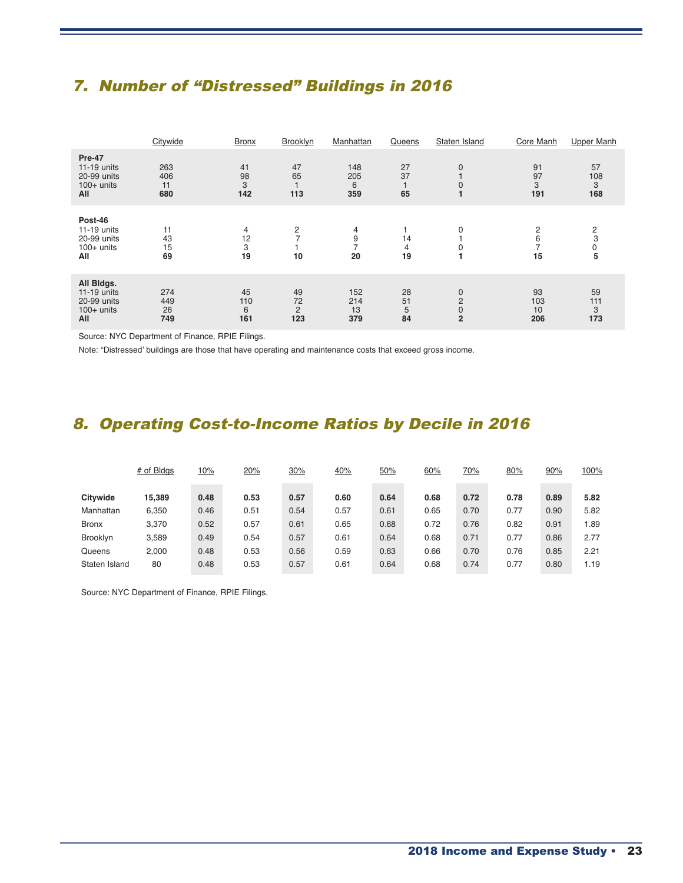## 7. Number of "Distressed" Buildings in 2016

| | Citywide | Bronx | Brooklyn | Manhattan | Queens | Staten Island | Core Manh | Upper Manh |
|---|---|---|---|---|---|---|---|---|
| **Pre-47** | | | | | | | | |
| 11-19 units | 263 | 41 | 47 | 148 | 27 | 0 | 91 | 57 |
| 20-99 units | 406 | 98 | 65 | 205 | 37 | 1 | 97 | 108 |
| 100+ units | 11 | 3 | 1 | 6 | 1 | 0 | 3 | 3 |
| **All** | **680** | **142** | **113** | **359** | **65** | **1** | **191** | **168** |
| **Post-46** | | | | | | | | |
| 11-19 units | 11 | 4 | 2 | 4 | 1 | 0 | 2 | 2 |
| 20-99 units | 43 | 12 | 7 | 9 | 14 | 1 | 6 | 3 |
| 100+ units | 15 | 3 | 1 | 7 | 4 | 0 | 7 | 0 |
| **All** | **69** | **19** | **10** | **20** | **19** | **1** | **15** | **5** |
| **All Bldgs.** | | | | | | | | |
| 11-19 units | 274 | 45 | 49 | 152 | 28 | 0 | 93 | 59 |
| 20-99 units | 449 | 110 | 72 | 214 | 51 | 2 | 103 | 111 |
| 100+ units | 26 | 6 | 2 | 13 | 5 | 0 | 10 | 3 |
| **All** | **749** | **161** | **123** | **379** | **84** | **2** | **206** | **173** |

Source: NYC Department of Finance, RPIE Filings.

Note: "Distressed' buildings are those that have operating and maintenance costs that exceed gross income.

## 8. Operating Cost-to-Income Ratios by Decile in 2016

| | # of Bldgs | 10% | 20% | 30% | 40% | 50% | 60% | 70% | 80% | 90% | 100% |
|---|---|---|---|---|---|---|---|---|---|---|---|
| **Citywide** | **15,389** | **0.48** | **0.53** | **0.57** | **0.60** | **0.64** | **0.68** | **0.72** | **0.78** | **0.89** | **5.82** |
| Manhattan | 6,350 | 0.46 | 0.51 | 0.54 | 0.57 | 0.61 | 0.65 | 0.70 | 0.77 | 0.90 | 5.82 |
| Bronx | 3,370 | 0.52 | 0.57 | 0.61 | 0.65 | 0.68 | 0.72 | 0.76 | 0.82 | 0.91 | 1.89 |
| Brooklyn | 3,589 | 0.49 | 0.54 | 0.57 | 0.61 | 0.64 | 0.68 | 0.71 | 0.77 | 0.86 | 2.77 |
| Queens | 2,000 | 0.48 | 0.53 | 0.56 | 0.59 | 0.63 | 0.66 | 0.70 | 0.76 | 0.85 | 2.21 |
| Staten Island | 80 | 0.48 | 0.53 | 0.57 | 0.61 | 0.64 | 0.68 | 0.74 | 0.77 | 0.80 | 1.19 |

Source: NYC Department of Finance, RPIE Filings.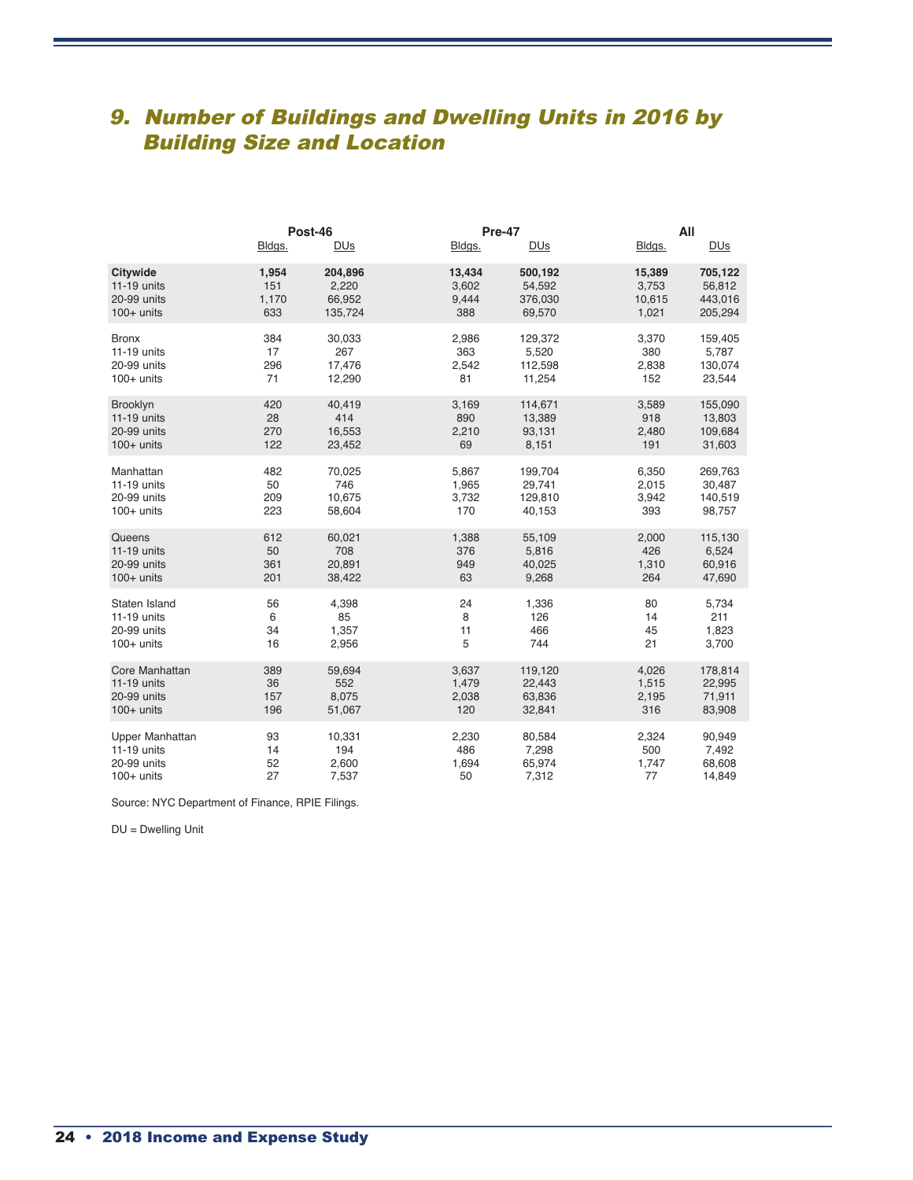# 9. Number of Buildings and Dwelling Units in 2016 by Building Size and Location

| | Post-46 | | Pre-47 | | All | |
|---|---|---|---|---|---|---|
| | Bldgs. | DUs | Bldgs. | DUs | Bldgs. | DUs |
| **Citywide** | **1,954** | **204,896** | **13,434** | **500,192** | **15,389** | **705,122** |
| 11-19 units | 151 | 2,220 | 3,602 | 54,592 | 3,753 | 56,812 |
| 20-99 units | 1,170 | 66,952 | 9,444 | 376,030 | 10,615 | 443,016 |
| 100+ units | 633 | 135,724 | 388 | 69,570 | 1,021 | 205,294 |
| Bronx | 384 | 30,033 | 2,986 | 129,372 | 3,370 | 159,405 |
| 11-19 units | 17 | 267 | 363 | 5,520 | 380 | 5,787 |
| 20-99 units | 296 | 17,476 | 2,542 | 112,598 | 2,838 | 130,074 |
| 100+ units | 71 | 12,290 | 81 | 11,254 | 152 | 23,544 |
| Brooklyn | 420 | 40,419 | 3,169 | 114,671 | 3,589 | 155,090 |
| 11-19 units | 28 | 414 | 890 | 13,389 | 918 | 13,803 |
| 20-99 units | 270 | 16,553 | 2,210 | 93,131 | 2,480 | 109,684 |
| 100+ units | 122 | 23,452 | 69 | 8,151 | 191 | 31,603 |
| Manhattan | 482 | 70,025 | 5,867 | 199,704 | 6,350 | 269,763 |
| 11-19 units | 50 | 746 | 1,965 | 29,741 | 2,015 | 30,487 |
| 20-99 units | 209 | 10,675 | 3,732 | 129,810 | 3,942 | 140,519 |
| 100+ units | 223 | 58,604 | 170 | 40,153 | 393 | 98,757 |
| Queens | 612 | 60,021 | 1,388 | 55,109 | 2,000 | 115,130 |
| 11-19 units | 50 | 708 | 376 | 5,816 | 426 | 6,524 |
| 20-99 units | 361 | 20,891 | 949 | 40,025 | 1,310 | 60,916 |
| 100+ units | 201 | 38,422 | 63 | 9,268 | 264 | 47,690 |
| Staten Island | 56 | 4,398 | 24 | 1,336 | 80 | 5,734 |
| 11-19 units | 6 | 85 | 8 | 126 | 14 | 211 |
| 20-99 units | 34 | 1,357 | 11 | 466 | 45 | 1,823 |
| 100+ units | 16 | 2,956 | 5 | 744 | 21 | 3,700 |
| Core Manhattan | 389 | 59,694 | 3,637 | 119,120 | 4,026 | 178,814 |
| 11-19 units | 36 | 552 | 1,479 | 22,443 | 1,515 | 22,995 |
| 20-99 units | 157 | 8,075 | 2,038 | 63,836 | 2,195 | 71,911 |
| 100+ units | 196 | 51,067 | 120 | 32,841 | 316 | 83,908 |
| Upper Manhattan | 93 | 10,331 | 2,230 | 80,584 | 2,324 | 90,949 |
| 11-19 units | 14 | 194 | 486 | 7,298 | 500 | 7,492 |
| 20-99 units | 52 | 2,600 | 1,694 | 65,974 | 1,747 | 68,608 |
| 100+ units | 27 | 7,537 | 50 | 7,312 | 77 | 14,849 |

Source: NYC Department of Finance, RPIE Filings.

DU = Dwelling Unit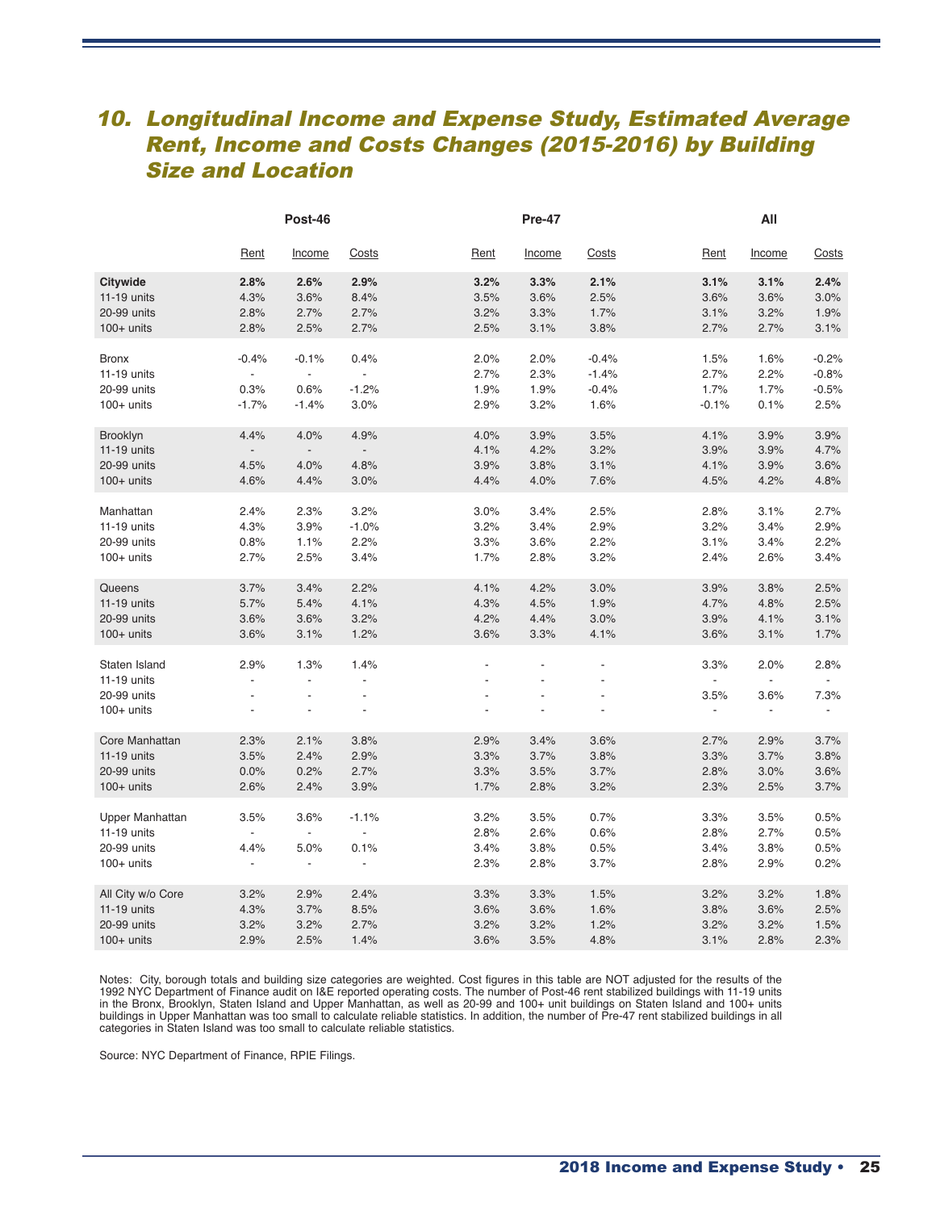## 10. Longitudinal Income and Expense Study, Estimated Average Rent, Income and Costs Changes (2015-2016) by Building Size and Location

| | Post-46 | | | Pre-47 | | | All | | |
|---|---|---|---|---|---|---|---|---|---|
| | Rent | Income | Costs | Rent | Income | Costs | Rent | Income | Costs |
| **Citywide** | **2.8%** | **2.6%** | **2.9%** | **3.2%** | **3.3%** | **2.1%** | **3.1%** | **3.1%** | **2.4%** |
| 11-19 units | 4.3% | 3.6% | 8.4% | 3.5% | 3.6% | 2.5% | 3.6% | 3.6% | 3.0% |
| 20-99 units | 2.8% | 2.7% | 2.7% | 3.2% | 3.3% | 1.7% | 3.1% | 3.2% | 1.9% |
| 100+ units | 2.8% | 2.5% | 2.7% | 2.5% | 3.1% | 3.8% | 2.7% | 2.7% | 3.1% |
| Bronx | -0.4% | -0.1% | 0.4% | 2.0% | 2.0% | -0.4% | 1.5% | 1.6% | -0.2% |
| 11-19 units | - | - | - | 2.7% | 2.3% | -1.4% | 2.7% | 2.2% | -0.8% |
| 20-99 units | 0.3% | 0.6% | -1.2% | 1.9% | 1.9% | -0.4% | 1.7% | 1.7% | -0.5% |
| 100+ units | -1.7% | -1.4% | 3.0% | 2.9% | 3.2% | 1.6% | -0.1% | 0.1% | 2.5% |
| Brooklyn | 4.4% | 4.0% | 4.9% | 4.0% | 3.9% | 3.5% | 4.1% | 3.9% | 3.9% |
| 11-19 units | - | - | - | 4.1% | 4.2% | 3.2% | 3.9% | 3.9% | 4.7% |
| 20-99 units | 4.5% | 4.0% | 4.8% | 3.9% | 3.8% | 3.1% | 4.1% | 3.9% | 3.6% |
| 100+ units | 4.6% | 4.4% | 3.0% | 4.4% | 4.0% | 7.6% | 4.5% | 4.2% | 4.8% |
| Manhattan | 2.4% | 2.3% | 3.2% | 3.0% | 3.4% | 2.5% | 2.8% | 3.1% | 2.7% |
| 11-19 units | 4.3% | 3.9% | -1.0% | 3.2% | 3.4% | 2.9% | 3.2% | 3.4% | 2.9% |
| 20-99 units | 0.8% | 1.1% | 2.2% | 3.3% | 3.6% | 2.2% | 3.1% | 3.4% | 2.2% |
| 100+ units | 2.7% | 2.5% | 3.4% | 1.7% | 2.8% | 3.2% | 2.4% | 2.6% | 3.4% |
| Queens | 3.7% | 3.4% | 2.2% | 4.1% | 4.2% | 3.0% | 3.9% | 3.8% | 2.5% |
| 11-19 units | 5.7% | 5.4% | 4.1% | 4.3% | 4.5% | 1.9% | 4.7% | 4.8% | 2.5% |
| 20-99 units | 3.6% | 3.6% | 3.2% | 4.2% | 4.4% | 3.0% | 3.9% | 4.1% | 3.1% |
| 100+ units | 3.6% | 3.1% | 1.2% | 3.6% | 3.3% | 4.1% | 3.6% | 3.1% | 1.7% |
| Staten Island | 2.9% | 1.3% | 1.4% | - | - | - | 3.3% | 2.0% | 2.8% |
| 11-19 units | - | - | - | - | - | - | - | - | - |
| 20-99 units | - | - | - | - | - | - | 3.5% | 3.6% | 7.3% |
| 100+ units | - | - | - | - | - | - | - | - | - |
| Core Manhattan | 2.3% | 2.1% | 3.8% | 2.9% | 3.4% | 3.6% | 2.7% | 2.9% | 3.7% |
| 11-19 units | 3.5% | 2.4% | 2.9% | 3.3% | 3.7% | 3.8% | 3.3% | 3.7% | 3.8% |
| 20-99 units | 0.0% | 0.2% | 2.7% | 3.3% | 3.5% | 3.7% | 2.8% | 3.0% | 3.6% |
| 100+ units | 2.6% | 2.4% | 3.9% | 1.7% | 2.8% | 3.2% | 2.3% | 2.5% | 3.7% |
| Upper Manhattan | 3.5% | 3.6% | -1.1% | 3.2% | 3.5% | 0.7% | 3.3% | 3.5% | 0.5% |
| 11-19 units | - | - | - | 2.8% | 2.6% | 0.6% | 2.8% | 2.7% | 0.5% |
| 20-99 units | 4.4% | 5.0% | 0.1% | 3.4% | 3.8% | 0.5% | 3.4% | 3.8% | 0.5% |
| 100+ units | - | - | - | 2.3% | 2.8% | 3.7% | 2.8% | 2.9% | 0.2% |
| All City w/o Core | 3.2% | 2.9% | 2.4% | 3.3% | 3.3% | 1.5% | 3.2% | 3.2% | 1.8% |
| 11-19 units | 4.3% | 3.7% | 8.5% | 3.6% | 3.6% | 1.6% | 3.8% | 3.6% | 2.5% |
| 20-99 units | 3.2% | 3.2% | 2.7% | 3.2% | 3.2% | 1.2% | 3.2% | 3.2% | 1.5% |
| 100+ units | 2.9% | 2.5% | 1.4% | 3.6% | 3.5% | 4.8% | 3.1% | 2.8% | 2.3% |

Notes: City, borough totals and building size categories are weighted. Cost figures in this table are NOT adjusted for the results of the 1992 NYC Department of Finance audit on I&E reported operating costs. The number of Post-46 rent stabilized buildings with 11-19 units in the Bronx, Brooklyn, Staten Island and Upper Manhattan, as well as 20-99 and 100+ unit buildings on Staten Island and 100+ units buildings in Upper Manhattan was too small to calculate reliable statistics. In addition, the number of Pre-47 rent stabilized buildings in all categories in Staten Island was too small to calculate reliable statistics.

Source: NYC Department of Finance, RPIE Filings.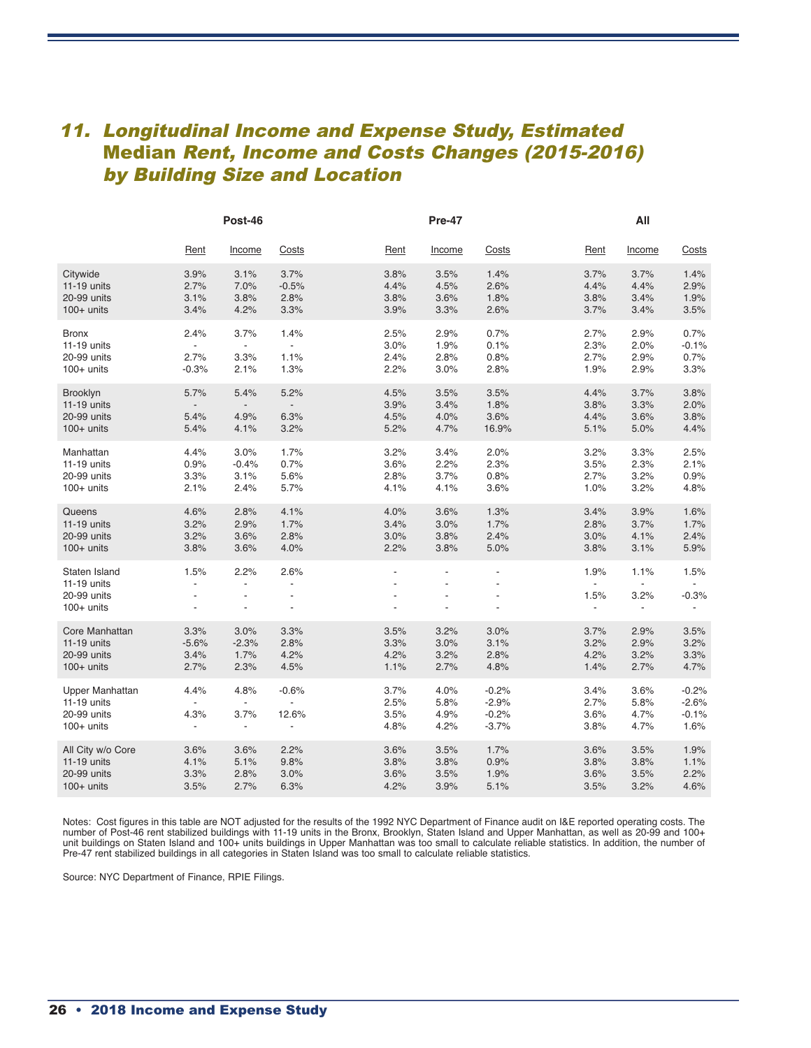## 11. Longitudinal Income and Expense Study, Estimated Median Rent, Income and Costs Changes (2015-2016) by Building Size and Location

| | Post-46 | | | Pre-47 | | | All | | |
|---|---|---|---|---|---|---|---|---|---|
| | Rent | Income | Costs | Rent | Income | Costs | Rent | Income | Costs |
| Citywide | 3.9% | 3.1% | 3.7% | 3.8% | 3.5% | 1.4% | 3.7% | 3.7% | 1.4% |
| 11-19 units | 2.7% | 7.0% | -0.5% | 4.4% | 4.5% | 2.6% | 4.4% | 4.4% | 2.9% |
| 20-99 units | 3.1% | 3.8% | 2.8% | 3.8% | 3.6% | 1.8% | 3.8% | 3.4% | 1.9% |
| 100+ units | 3.4% | 4.2% | 3.3% | 3.9% | 3.3% | 2.6% | 3.7% | 3.4% | 3.5% |
| Bronx | 2.4% | 3.7% | 1.4% | 2.5% | 2.9% | 0.7% | 2.7% | 2.9% | 0.7% |
| 11-19 units | - | - | - | 3.0% | 1.9% | 0.1% | 2.3% | 2.0% | -0.1% |
| 20-99 units | 2.7% | 3.3% | 1.1% | 2.4% | 2.8% | 0.8% | 2.7% | 2.9% | 0.7% |
| 100+ units | -0.3% | 2.1% | 1.3% | 2.2% | 3.0% | 2.8% | 1.9% | 2.9% | 3.3% |
| Brooklyn | 5.7% | 5.4% | 5.2% | 4.5% | 3.5% | 3.5% | 4.4% | 3.7% | 3.8% |
| 11-19 units | - | - | - | 3.9% | 3.4% | 1.8% | 3.8% | 3.3% | 2.0% |
| 20-99 units | 5.4% | 4.9% | 6.3% | 4.5% | 4.0% | 3.6% | 4.4% | 3.6% | 3.8% |
| 100+ units | 5.4% | 4.1% | 3.2% | 5.2% | 4.7% | 16.9% | 5.1% | 5.0% | 4.4% |
| Manhattan | 4.4% | 3.0% | 1.7% | 3.2% | 3.4% | 2.0% | 3.2% | 3.3% | 2.5% |
| 11-19 units | 0.9% | -0.4% | 0.7% | 3.6% | 2.2% | 2.3% | 3.5% | 2.3% | 2.1% |
| 20-99 units | 3.3% | 3.1% | 5.6% | 2.8% | 3.7% | 0.8% | 2.7% | 3.2% | 0.9% |
| 100+ units | 2.1% | 2.4% | 5.7% | 4.1% | 4.1% | 3.6% | 1.0% | 3.2% | 4.8% |
| Queens | 4.6% | 2.8% | 4.1% | 4.0% | 3.6% | 1.3% | 3.4% | 3.9% | 1.6% |
| 11-19 units | 3.2% | 2.9% | 1.7% | 3.4% | 3.0% | 1.7% | 2.8% | 3.7% | 1.7% |
| 20-99 units | 3.2% | 3.6% | 2.8% | 3.0% | 3.8% | 2.4% | 3.0% | 4.1% | 2.4% |
| 100+ units | 3.8% | 3.6% | 4.0% | 2.2% | 3.8% | 5.0% | 3.8% | 3.1% | 5.9% |
| Staten Island | 1.5% | 2.2% | 2.6% | - | - | - | 1.9% | 1.1% | 1.5% |
| 11-19 units | - | - | - | - | - | - | - | - | - |
| 20-99 units | - | - | - | - | - | - | 1.5% | 3.2% | -0.3% |
| 100+ units | - | - | - | - | - | - | - | - | - |
| Core Manhattan | 3.3% | 3.0% | 3.3% | 3.5% | 3.2% | 3.0% | 3.7% | 2.9% | 3.5% |
| 11-19 units | -5.6% | -2.3% | 2.8% | 3.3% | 3.0% | 3.1% | 3.2% | 2.9% | 3.2% |
| 20-99 units | 3.4% | 1.7% | 4.2% | 4.2% | 3.2% | 2.8% | 4.2% | 3.2% | 3.3% |
| 100+ units | 2.7% | 2.3% | 4.5% | 1.1% | 2.7% | 4.8% | 1.4% | 2.7% | 4.7% |
| Upper Manhattan | 4.4% | 4.8% | -0.6% | 3.7% | 4.0% | -0.2% | 3.4% | 3.6% | -0.2% |
| 11-19 units | - | - | - | 2.5% | 5.8% | -2.9% | 2.7% | 5.8% | -2.6% |
| 20-99 units | 4.3% | 3.7% | 12.6% | 3.5% | 4.9% | -0.2% | 3.6% | 4.7% | -0.1% |
| 100+ units | - | - | - | 4.8% | 4.2% | -3.7% | 3.8% | 4.7% | 1.6% |
| All City w/o Core | 3.6% | 3.6% | 2.2% | 3.6% | 3.5% | 1.7% | 3.6% | 3.5% | 1.9% |
| 11-19 units | 4.1% | 5.1% | 9.8% | 3.8% | 3.8% | 0.9% | 3.8% | 3.8% | 1.1% |
| 20-99 units | 3.3% | 2.8% | 3.0% | 3.6% | 3.5% | 1.9% | 3.6% | 3.5% | 2.2% |
| 100+ units | 3.5% | 2.7% | 6.3% | 4.2% | 3.9% | 5.1% | 3.5% | 3.2% | 4.6% |

Notes: Cost figures in this table are NOT adjusted for the results of the 1992 NYC Department of Finance audit on I&E reported operating costs. The number of Post-46 rent stabilized buildings with 11-19 units in the Bronx, Brooklyn, Staten Island and Upper Manhattan, as well as 20-99 and 100+ unit buildings on Staten Island and 100+ units buildings in Upper Manhattan was too small to calculate reliable statistics. In addition, the number of Pre-47 rent stabilized buildings in all categories in Staten Island was too small to calculate reliable statistics.

Source: NYC Department of Finance, RPIE Filings.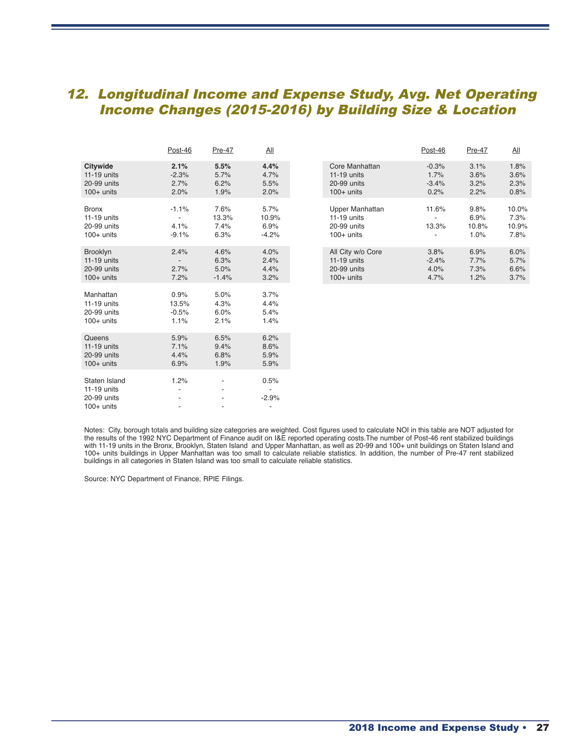## 12. Longitudinal Income and Expense Study, Avg. Net Operating Income Changes (2015-2016) by Building Size & Location

| | Post-46 | Pre-47 | All |
|---|---|---|---|
| **Citywide** | **2.1%** | **5.5%** | **4.4%** |
| 11-19 units | -2.3% | 5.7% | 4.7% |
| 20-99 units | 2.7% | 6.2% | 5.5% |
| 100+ units | 2.0% | 1.9% | 2.0% |
| Bronx | -1.1% | 7.6% | 5.7% |
| 11-19 units | - | 13.3% | 10.9% |
| 20-99 units | 4.1% | 7.4% | 6.9% |
| 100+ units | -9.1% | 6.3% | -4.2% |
| Brooklyn | 2.4% | 4.6% | 4.0% |
| 11-19 units | - | 6.3% | 2.4% |
| 20-99 units | 2.7% | 5.0% | 4.4% |
| 100+ units | 7.2% | -1.4% | 3.2% |
| Manhattan | 0.9% | 5.0% | 3.7% |
| 11-19 units | 13.5% | 4.3% | 4.4% |
| 20-99 units | -0.5% | 6.0% | 5.4% |
| 100+ units | 1.1% | 2.1% | 1.4% |
| Queens | 5.9% | 6.5% | 6.2% |
| 11-19 units | 7.1% | 9.4% | 8.6% |
| 20-99 units | 4.4% | 6.8% | 5.9% |
| 100+ units | 6.9% | 1.9% | 5.9% |
| Staten Island | 1.2% | - | 0.5% |
| 11-19 units | - | - | - |
| 20-99 units | - | - | -2.9% |
| 100+ units | - | - | - |

| | Post-46 | Pre-47 | All |
|---|---|---|---|
| Core Manhattan | -0.3% | 3.1% | 1.8% |
| 11-19 units | 1.7% | 3.6% | 3.6% |
| 20-99 units | -3.4% | 3.2% | 2.3% |
| 100+ units | 0.2% | 2.2% | 0.8% |
| Upper Manhattan | 11.6% | 9.8% | 10.0% |
| 11-19 units | - | 6.9% | 7.3% |
| 20-99 units | 13.3% | 10.8% | 10.9% |
| 100+ units | - | 1.0% | 7.8% |
| All City w/o Core | 3.8% | 6.9% | 6.0% |
| 11-19 units | -2.4% | 7.7% | 5.7% |
| 20-99 units | 4.0% | 7.3% | 6.6% |
| 100+ units | 4.7% | 1.2% | 3.7% |

Notes: City, borough totals and building size categories are weighted. Cost figures used to calculate NOI in this table are NOT adjusted for the results of the 1992 NYC Department of Finance audit on I&E reported operating costs.The number of Post-46 rent stabilized buildings with 11-19 units in the Bronx, Brooklyn, Staten Island and Upper Manhattan, as well as 20-99 and 100+ unit buildings on Staten Island and 100+ units buildings in Upper Manhattan was too small to calculate reliable statistics. In addition, the number of Pre-47 rent stabilized buildings in all categories in Staten Island was too small to calculate reliable statistics.

Source: NYC Department of Finance, RPIE Filings.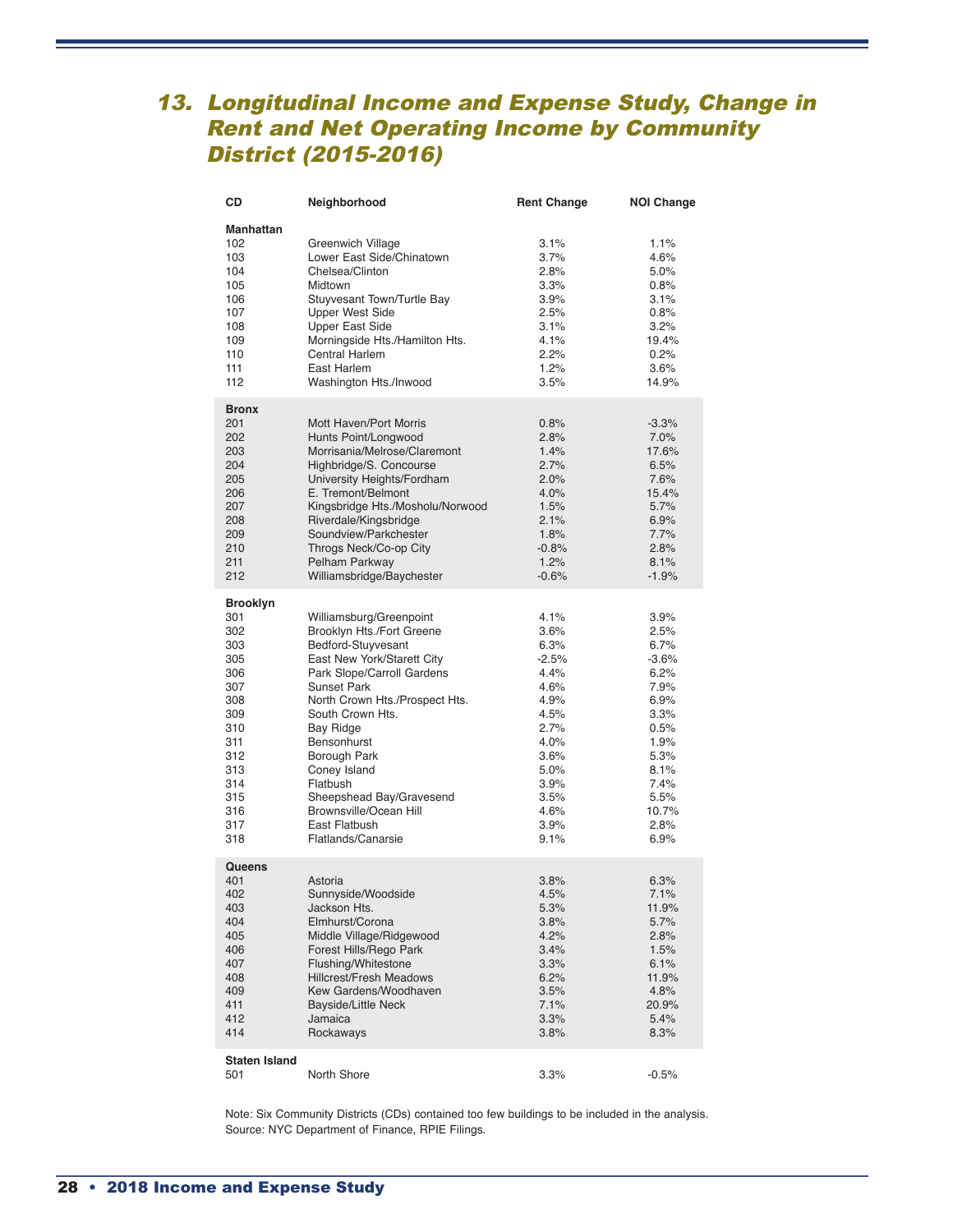## 13. Longitudinal Income and Expense Study, Change in Rent and Net Operating Income by Community District (2015-2016)

| CD | Neighborhood | Rent Change | NOI Change |
|---|---|---|---|
| **Manhattan** | | | |
| 102 | Greenwich Village | 3.1% | 1.1% |
| 103 | Lower East Side/Chinatown | 3.7% | 4.6% |
| 104 | Chelsea/Clinton | 2.8% | 5.0% |
| 105 | Midtown | 3.3% | 0.8% |
| 106 | Stuyvesant Town/Turtle Bay | 3.9% | 3.1% |
| 107 | Upper West Side | 2.5% | 0.8% |
| 108 | Upper East Side | 3.1% | 3.2% |
| 109 | Morningside Hts./Hamilton Hts. | 4.1% | 19.4% |
| 110 | Central Harlem | 2.2% | 0.2% |
| 111 | East Harlem | 1.2% | 3.6% |
| 112 | Washington Hts./Inwood | 3.5% | 14.9% |
| **Bronx** | | | |
| 201 | Mott Haven/Port Morris | 0.8% | -3.3% |
| 202 | Hunts Point/Longwood | 2.8% | 7.0% |
| 203 | Morrisania/Melrose/Claremont | 1.4% | 17.6% |
| 204 | Highbridge/S. Concourse | 2.7% | 6.5% |
| 205 | University Heights/Fordham | 2.0% | 7.6% |
| 206 | E. Tremont/Belmont | 4.0% | 15.4% |
| 207 | Kingsbridge Hts./Mosholu/Norwood | 1.5% | 5.7% |
| 208 | Riverdale/Kingsbridge | 2.1% | 6.9% |
| 209 | Soundview/Parkchester | 1.8% | 7.7% |
| 210 | Throgs Neck/Co-op City | -0.8% | 2.8% |
| 211 | Pelham Parkway | 1.2% | 8.1% |
| 212 | Williamsbridge/Baychester | -0.6% | -1.9% |
| **Brooklyn** | | | |
| 301 | Williamsburg/Greenpoint | 4.1% | 3.9% |
| 302 | Brooklyn Hts./Fort Greene | 3.6% | 2.5% |
| 303 | Bedford-Stuyvesant | 6.3% | 6.7% |
| 305 | East New York/Starett City | -2.5% | -3.6% |
| 306 | Park Slope/Carroll Gardens | 4.4% | 6.2% |
| 307 | Sunset Park | 4.6% | 7.9% |
| 308 | North Crown Hts./Prospect Hts. | 4.9% | 6.9% |
| 309 | South Crown Hts. | 4.5% | 3.3% |
| 310 | Bay Ridge | 2.7% | 0.5% |
| 311 | Bensonhurst | 4.0% | 1.9% |
| 312 | Borough Park | 3.6% | 5.3% |
| 313 | Coney Island | 5.0% | 8.1% |
| 314 | Flatbush | 3.9% | 7.4% |
| 315 | Sheepshead Bay/Gravesend | 3.5% | 5.5% |
| 316 | Brownsville/Ocean Hill | 4.6% | 10.7% |
| 317 | East Flatbush | 3.9% | 2.8% |
| 318 | Flatlands/Canarsie | 9.1% | 6.9% |
| **Queens** | | | |
| 401 | Astoria | 3.8% | 6.3% |
| 402 | Sunnyside/Woodside | 4.5% | 7.1% |
| 403 | Jackson Hts. | 5.3% | 11.9% |
| 404 | Elmhurst/Corona | 3.8% | 5.7% |
| 405 | Middle Village/Ridgewood | 4.2% | 2.8% |
| 406 | Forest Hills/Rego Park | 3.4% | 1.5% |
| 407 | Flushing/Whitestone | 3.3% | 6.1% |
| 408 | Hillcrest/Fresh Meadows | 6.2% | 11.9% |
| 409 | Kew Gardens/Woodhaven | 3.5% | 4.8% |
| 411 | Bayside/Little Neck | 7.1% | 20.9% |
| 412 | Jamaica | 3.3% | 5.4% |
| 414 | Rockaways | 3.8% | 8.3% |
| **Staten Island** | | | |
| 501 | North Shore | 3.3% | -0.5% |

Note: Six Community Districts (CDs) contained too few buildings to be included in the analysis.
Source: NYC Department of Finance, RPIE Filings.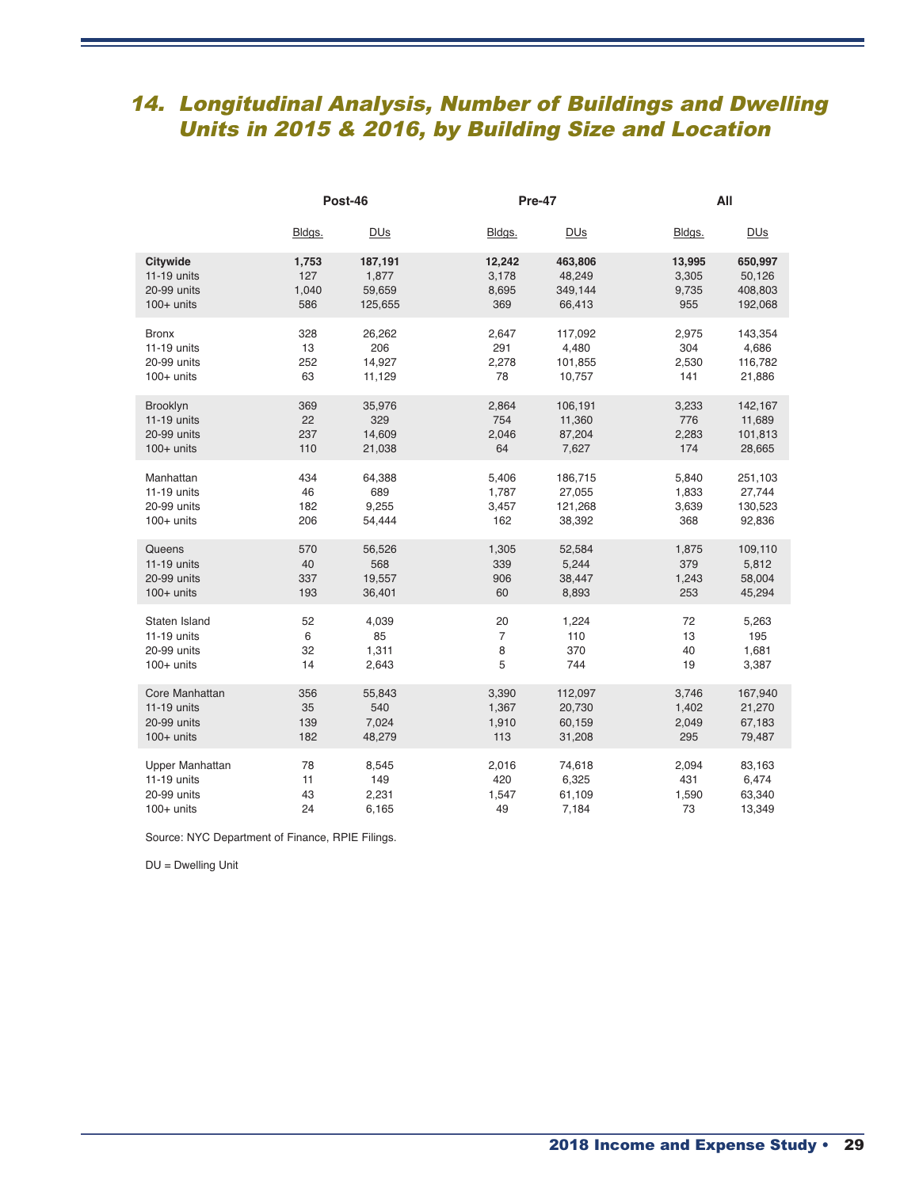## 14. Longitudinal Analysis, Number of Buildings and Dwelling Units in 2015 & 2016, by Building Size and Location

| | Post-46 | | Pre-47 | | All | |
|---|---|---|---|---|---|---|
| | Bldgs. | DUs | Bldgs. | DUs | Bldgs. | DUs |
| **Citywide** | **1,753** | **187,191** | **12,242** | **463,806** | **13,995** | **650,997** |
| 11-19 units | 127 | 1,877 | 3,178 | 48,249 | 3,305 | 50,126 |
| 20-99 units | 1,040 | 59,659 | 8,695 | 349,144 | 9,735 | 408,803 |
| 100+ units | 586 | 125,655 | 369 | 66,413 | 955 | 192,068 |
| Bronx | 328 | 26,262 | 2,647 | 117,092 | 2,975 | 143,354 |
| 11-19 units | 13 | 206 | 291 | 4,480 | 304 | 4,686 |
| 20-99 units | 252 | 14,927 | 2,278 | 101,855 | 2,530 | 116,782 |
| 100+ units | 63 | 11,129 | 78 | 10,757 | 141 | 21,886 |
| Brooklyn | 369 | 35,976 | 2,864 | 106,191 | 3,233 | 142,167 |
| 11-19 units | 22 | 329 | 754 | 11,360 | 776 | 11,689 |
| 20-99 units | 237 | 14,609 | 2,046 | 87,204 | 2,283 | 101,813 |
| 100+ units | 110 | 21,038 | 64 | 7,627 | 174 | 28,665 |
| Manhattan | 434 | 64,388 | 5,406 | 186,715 | 5,840 | 251,103 |
| 11-19 units | 46 | 689 | 1,787 | 27,055 | 1,833 | 27,744 |
| 20-99 units | 182 | 9,255 | 3,457 | 121,268 | 3,639 | 130,523 |
| 100+ units | 206 | 54,444 | 162 | 38,392 | 368 | 92,836 |
| Queens | 570 | 56,526 | 1,305 | 52,584 | 1,875 | 109,110 |
| 11-19 units | 40 | 568 | 339 | 5,244 | 379 | 5,812 |
| 20-99 units | 337 | 19,557 | 906 | 38,447 | 1,243 | 58,004 |
| 100+ units | 193 | 36,401 | 60 | 8,893 | 253 | 45,294 |
| Staten Island | 52 | 4,039 | 20 | 1,224 | 72 | 5,263 |
| 11-19 units | 6 | 85 | 7 | 110 | 13 | 195 |
| 20-99 units | 32 | 1,311 | 8 | 370 | 40 | 1,681 |
| 100+ units | 14 | 2,643 | 5 | 744 | 19 | 3,387 |
| Core Manhattan | 356 | 55,843 | 3,390 | 112,097 | 3,746 | 167,940 |
| 11-19 units | 35 | 540 | 1,367 | 20,730 | 1,402 | 21,270 |
| 20-99 units | 139 | 7,024 | 1,910 | 60,159 | 2,049 | 67,183 |
| 100+ units | 182 | 48,279 | 113 | 31,208 | 295 | 79,487 |
| Upper Manhattan | 78 | 8,545 | 2,016 | 74,618 | 2,094 | 83,163 |
| 11-19 units | 11 | 149 | 420 | 6,325 | 431 | 6,474 |
| 20-99 units | 43 | 2,231 | 1,547 | 61,109 | 1,590 | 63,340 |
| 100+ units | 24 | 6,165 | 49 | 7,184 | 73 | 13,349 |

Source: NYC Department of Finance, RPIE Filings.

DU = Dwelling Unit